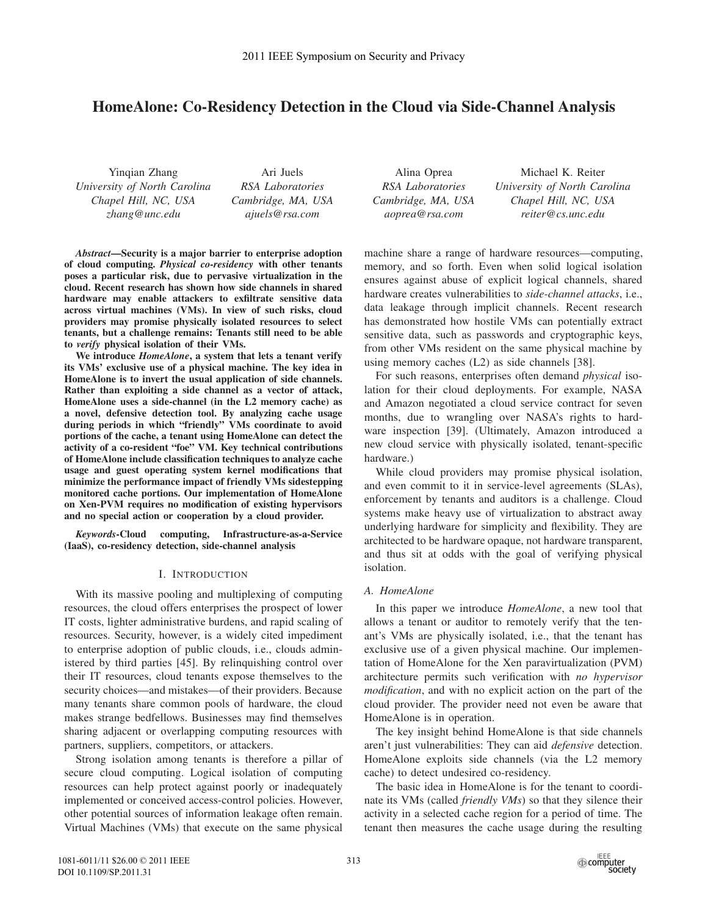# HomeAlone: Co-Residency Detection in the Cloud via Side-Channel Analysis

Yinqian Zhang
*University of North Carolina*
*Chapel Hill, NC, USA*
*zhang@unc.edu*

Ari Juels
*RSA Laboratories*
*Cambridge, MA, USA*
*ajuels@rsa.com*

Alina Oprea
*RSA Laboratories*
*Cambridge, MA, USA*
*aoprea@rsa.com*

Michael K. Reiter
*University of North Carolina*
*Chapel Hill, NC, USA*
*reiter@cs.unc.edu*

***Abstract*—Security is a major barrier to enterprise adoption of cloud computing. *Physical co-residency* with other tenants poses a particular risk, due to pervasive virtualization in the cloud. Recent research has shown how side channels in shared hardware may enable attackers to exfiltrate sensitive data across virtual machines (VMs). In view of such risks, cloud providers may promise physically isolated resources to select tenants, but a challenge remains: Tenants still need to be able to *verify* physical isolation of their VMs.**

**We introduce *HomeAlone*, a system that lets a tenant verify its VMs' exclusive use of a physical machine. The key idea in HomeAlone is to invert the usual application of side channels. Rather than exploiting a side channel as a vector of attack, HomeAlone uses a side-channel (in the L2 memory cache) as a novel, defensive detection tool. By analyzing cache usage during periods in which "friendly" VMs coordinate to avoid portions of the cache, a tenant using HomeAlone can detect the activity of a co-resident "foe" VM. Key technical contributions of HomeAlone include classification techniques to analyze cache usage and guest operating system kernel modifications that minimize the performance impact of friendly VMs sidestepping monitored cache portions. Our implementation of HomeAlone on Xen-PVM requires no modification of existing hypervisors and no special action or cooperation by a cloud provider.**

***Keywords*-Cloud computing, Infrastructure-as-a-Service (IaaS), co-residency detection, side-channel analysis**

## I. Introduction

With its massive pooling and multiplexing of computing resources, the cloud offers enterprises the prospect of lower IT costs, lighter administrative burdens, and rapid scaling of resources. Security, however, is a widely cited impediment to enterprise adoption of public clouds, i.e., clouds administered by third parties [45]. By relinquishing control over their IT resources, cloud tenants expose themselves to the security choices—and mistakes—of their providers. Because many tenants share common pools of hardware, the cloud makes strange bedfellows. Businesses may find themselves sharing adjacent or overlapping computing resources with partners, suppliers, competitors, or attackers.

Strong isolation among tenants is therefore a pillar of secure cloud computing. Logical isolation of computing resources can help protect against poorly or inadequately implemented or conceived access-control policies. However, other potential sources of information leakage often remain. Virtual Machines (VMs) that execute on the same physical machine share a range of hardware resources—computing, memory, and so forth. Even when solid logical isolation ensures against abuse of explicit logical channels, shared hardware creates vulnerabilities to *side-channel attacks*, i.e., data leakage through implicit channels. Recent research has demonstrated how hostile VMs can potentially extract sensitive data, such as passwords and cryptographic keys, from other VMs resident on the same physical machine by using memory caches (L2) as side channels [38].

For such reasons, enterprises often demand *physical* isolation for their cloud deployments. For example, NASA and Amazon negotiated a cloud service contract for seven months, due to wrangling over NASA's rights to hardware inspection [39]. (Ultimately, Amazon introduced a new cloud service with physically isolated, tenant-specific hardware.)

While cloud providers may promise physical isolation, and even commit to it in service-level agreements (SLAs), enforcement by tenants and auditors is a challenge. Cloud systems make heavy use of virtualization to abstract away underlying hardware for simplicity and flexibility. They are architected to be hardware opaque, not hardware transparent, and thus sit at odds with the goal of verifying physical isolation.

### A. HomeAlone

In this paper we introduce *HomeAlone*, a new tool that allows a tenant or auditor to remotely verify that the tenant's VMs are physically isolated, i.e., that the tenant has exclusive use of a given physical machine. Our implementation of HomeAlone for the Xen paravirtualization (PVM) architecture permits such verification with *no hypervisor modification*, and with no explicit action on the part of the cloud provider. The provider need not even be aware that HomeAlone is in operation.

The key insight behind HomeAlone is that side channels aren't just vulnerabilities: They can aid *defensive* detection. HomeAlone exploits side channels (via the L2 memory cache) to detect undesired co-residency.

The basic idea in HomeAlone is for the tenant to coordinate its VMs (called *friendly VMs*) so that they silence their activity in a selected cache region for a period of time. The tenant then measures the cache usage during the resulting

1081-6011/11 $26.00 © 2011 IEEE
DOI 10.1109/SP.2011.31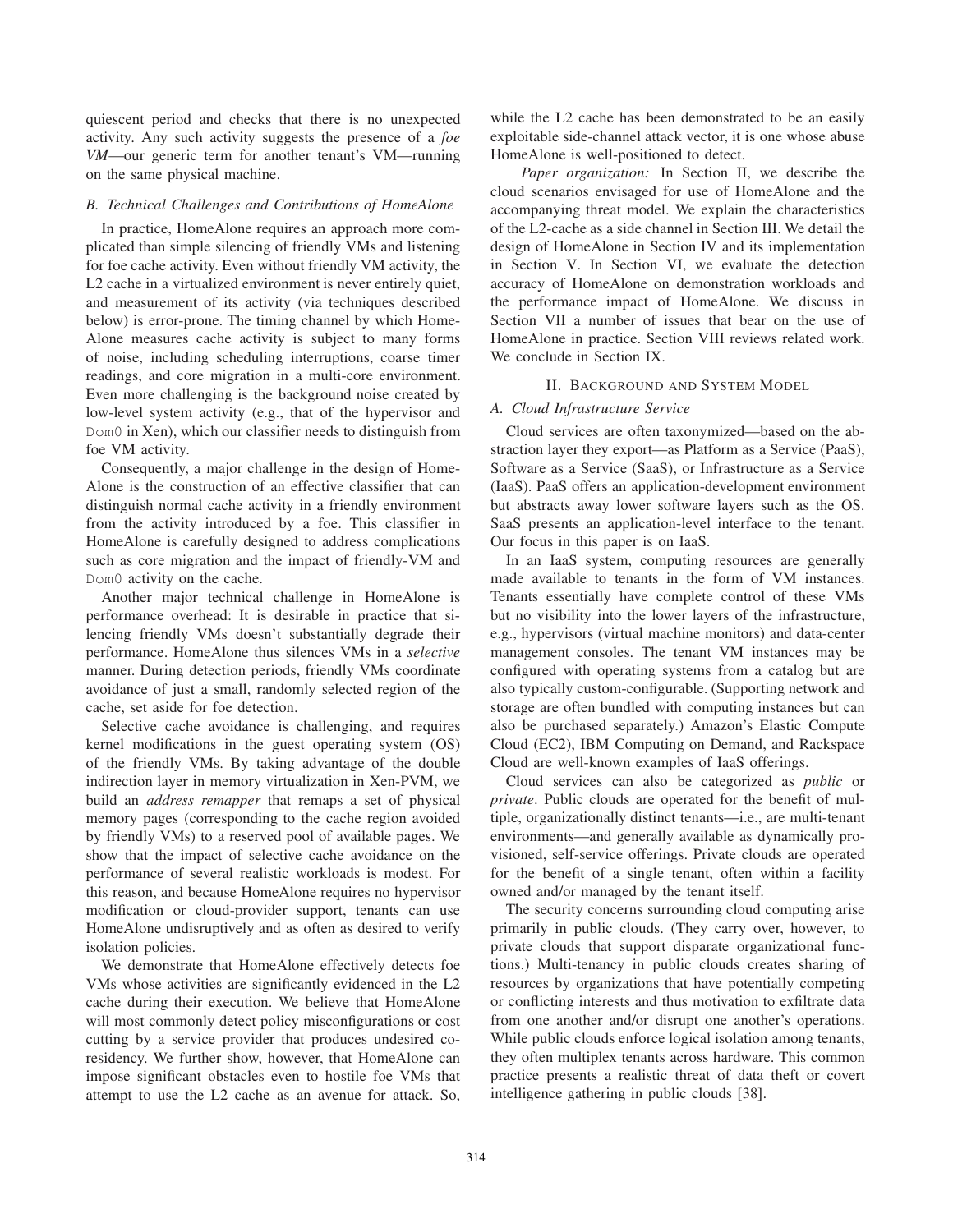quiescent period and checks that there is no unexpected activity. Any such activity suggests the presence of a *foe VM*—our generic term for another tenant's VM—running on the same physical machine.

### B. Technical Challenges and Contributions of HomeAlone

In practice, HomeAlone requires an approach more complicated than simple silencing of friendly VMs and listening for foe cache activity. Even without friendly VM activity, the L2 cache in a virtualized environment is never entirely quiet, and measurement of its activity (via techniques described below) is error-prone. The timing channel by which HomeAlone measures cache activity is subject to many forms of noise, including scheduling interruptions, coarse timer readings, and core migration in a multi-core environment. Even more challenging is the background noise created by low-level system activity (e.g., that of the hypervisor and `Dom0` in Xen), which our classifier needs to distinguish from foe VM activity.

Consequently, a major challenge in the design of HomeAlone is the construction of an effective classifier that can distinguish normal cache activity in a friendly environment from the activity introduced by a foe. This classifier in HomeAlone is carefully designed to address complications such as core migration and the impact of friendly-VM and `Dom0` activity on the cache.

Another major technical challenge in HomeAlone is performance overhead: It is desirable in practice that silencing friendly VMs doesn't substantially degrade their performance. HomeAlone thus silences VMs in a *selective* manner. During detection periods, friendly VMs coordinate avoidance of just a small, randomly selected region of the cache, set aside for foe detection.

Selective cache avoidance is challenging, and requires kernel modifications in the guest operating system (OS) of the friendly VMs. By taking advantage of the double indirection layer in memory virtualization in Xen-PVM, we build an *address remapper* that remaps a set of physical memory pages (corresponding to the cache region avoided by friendly VMs) to a reserved pool of available pages. We show that the impact of selective cache avoidance on the performance of several realistic workloads is modest. For this reason, and because HomeAlone requires no hypervisor modification or cloud-provider support, tenants can use HomeAlone undisruptively and as often as desired to verify isolation policies.

We demonstrate that HomeAlone effectively detects foe VMs whose activities are significantly evidenced in the L2 cache during their execution. We believe that HomeAlone will most commonly detect policy misconfigurations or cost cutting by a service provider that produces undesired co-residency. We further show, however, that HomeAlone can impose significant obstacles even to hostile foe VMs that attempt to use the L2 cache as an avenue for attack. So, while the L2 cache has been demonstrated to be an easily exploitable side-channel attack vector, it is one whose abuse HomeAlone is well-positioned to detect.

*Paper organization:* In Section II, we describe the cloud scenarios envisaged for use of HomeAlone and the accompanying threat model. We explain the characteristics of the L2-cache as a side channel in Section III. We detail the design of HomeAlone in Section IV and its implementation in Section V. In Section VI, we evaluate the detection accuracy of HomeAlone on demonstration workloads and the performance impact of HomeAlone. We discuss in Section VII a number of issues that bear on the use of HomeAlone in practice. Section VIII reviews related work. We conclude in Section IX.

## II. Background and System Model

### A. Cloud Infrastructure Service

Cloud services are often taxonymized—based on the abstraction layer they export—as Platform as a Service (PaaS), Software as a Service (SaaS), or Infrastructure as a Service (IaaS). PaaS offers an application-development environment but abstracts away lower software layers such as the OS. SaaS presents an application-level interface to the tenant. Our focus in this paper is on IaaS.

In an IaaS system, computing resources are generally made available to tenants in the form of VM instances. Tenants essentially have complete control of these VMs but no visibility into the lower layers of the infrastructure, e.g., hypervisors (virtual machine monitors) and data-center management consoles. The tenant VM instances may be configured with operating systems from a catalog but are also typically custom-configurable. (Supporting network and storage are often bundled with computing instances but can also be purchased separately.) Amazon's Elastic Compute Cloud (EC2), IBM Computing on Demand, and Rackspace Cloud are well-known examples of IaaS offerings.

Cloud services can also be categorized as *public* or *private*. Public clouds are operated for the benefit of multiple, organizationally distinct tenants—i.e., are multi-tenant environments—and generally available as dynamically provisioned, self-service offerings. Private clouds are operated for the benefit of a single tenant, often within a facility owned and/or managed by the tenant itself.

The security concerns surrounding cloud computing arise primarily in public clouds. (They carry over, however, to private clouds that support disparate organizational functions.) Multi-tenancy in public clouds creates sharing of resources by organizations that have potentially competing or conflicting interests and thus motivation to exfiltrate data from one another and/or disrupt one another's operations. While public clouds enforce logical isolation among tenants, they often multiplex tenants across hardware. This common practice presents a realistic threat of data theft or covert intelligence gathering in public clouds [38].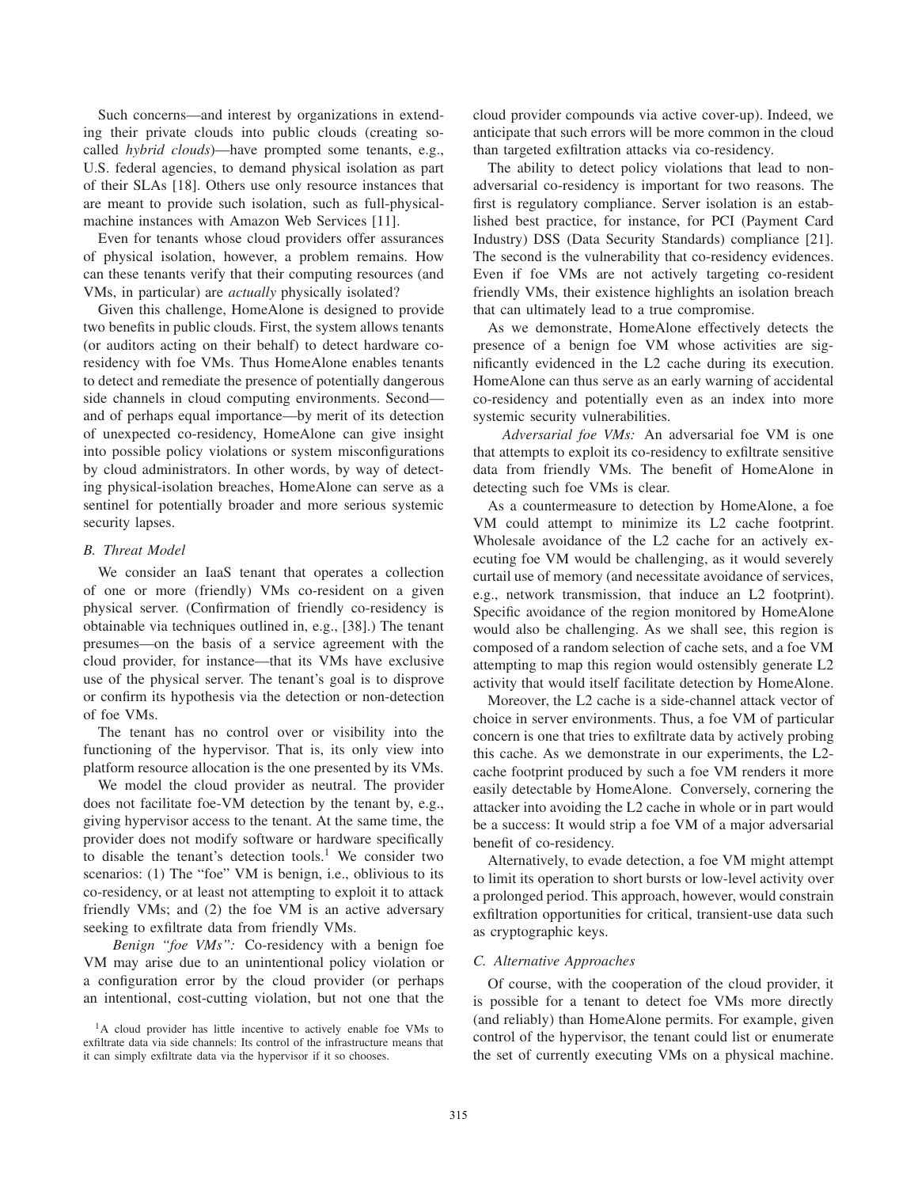Such concerns—and interest by organizations in extending their private clouds into public clouds (creating so-called *hybrid clouds*)—have prompted some tenants, e.g., U.S. federal agencies, to demand physical isolation as part of their SLAs [18]. Others use only resource instances that are meant to provide such isolation, such as full-physical-machine instances with Amazon Web Services [11].

Even for tenants whose cloud providers offer assurances of physical isolation, however, a problem remains. How can these tenants verify that their computing resources (and VMs, in particular) are *actually* physically isolated?

Given this challenge, HomeAlone is designed to provide two benefits in public clouds. First, the system allows tenants (or auditors acting on their behalf) to detect hardware co-residency with foe VMs. Thus HomeAlone enables tenants to detect and remediate the presence of potentially dangerous side channels in cloud computing environments. Second—and of perhaps equal importance—by merit of its detection of unexpected co-residency, HomeAlone can give insight into possible policy violations or system misconfigurations by cloud administrators. In other words, by way of detecting physical-isolation breaches, HomeAlone can serve as a sentinel for potentially broader and more serious systemic security lapses.

### B. Threat Model

We consider an IaaS tenant that operates a collection of one or more (friendly) VMs co-resident on a given physical server. (Confirmation of friendly co-residency is obtainable via techniques outlined in, e.g., [38].) The tenant presumes—on the basis of a service agreement with the cloud provider, for instance—that its VMs have exclusive use of the physical server. The tenant's goal is to disprove or confirm its hypothesis via the detection or non-detection of foe VMs.

The tenant has no control over or visibility into the functioning of the hypervisor. That is, its only view into platform resource allocation is the one presented by its VMs.

We model the cloud provider as neutral. The provider does not facilitate foe-VM detection by the tenant by, e.g., giving hypervisor access to the tenant. At the same time, the provider does not modify software or hardware specifically to disable the tenant's detection tools.[1] We consider two scenarios: (1) The "foe" VM is benign, i.e., oblivious to its co-residency, or at least not attempting to exploit it to attack friendly VMs; and (2) the foe VM is an active adversary seeking to exfiltrate data from friendly VMs.

*Benign "foe VMs":* Co-residency with a benign foe VM may arise due to an unintentional policy violation or a configuration error by the cloud provider (or perhaps an intentional, cost-cutting violation, but not one that the cloud provider compounds via active cover-up). Indeed, we anticipate that such errors will be more common in the cloud than targeted exfiltration attacks via co-residency.

The ability to detect policy violations that lead to non-adversarial co-residency is important for two reasons. The first is regulatory compliance. Server isolation is an established best practice, for instance, for PCI (Payment Card Industry) DSS (Data Security Standards) compliance [21]. The second is the vulnerability that co-residency evidences. Even if foe VMs are not actively targeting co-resident friendly VMs, their existence highlights an isolation breach that can ultimately lead to a true compromise.

As we demonstrate, HomeAlone effectively detects the presence of a benign foe VM whose activities are significantly evidenced in the L2 cache during its execution. HomeAlone can thus serve as an early warning of accidental co-residency and potentially even as an index into more systemic security vulnerabilities.

*Adversarial foe VMs:* An adversarial foe VM is one that attempts to exploit its co-residency to exfiltrate sensitive data from friendly VMs. The benefit of HomeAlone in detecting such foe VMs is clear.

As a countermeasure to detection by HomeAlone, a foe VM could attempt to minimize its L2 cache footprint. Wholesale avoidance of the L2 cache for an actively executing foe VM would be challenging, as it would severely curtail use of memory (and necessitate avoidance of services, e.g., network transmission, that induce an L2 footprint). Specific avoidance of the region monitored by HomeAlone would also be challenging. As we shall see, this region is composed of a random selection of cache sets, and a foe VM attempting to map this region would ostensibly generate L2 activity that would itself facilitate detection by HomeAlone.

Moreover, the L2 cache is a side-channel attack vector of choice in server environments. Thus, a foe VM of particular concern is one that tries to exfiltrate data by actively probing this cache. As we demonstrate in our experiments, the L2-cache footprint produced by such a foe VM renders it more easily detectable by HomeAlone. Conversely, cornering the attacker into avoiding the L2 cache in whole or in part would be a success: It would strip a foe VM of a major adversarial benefit of co-residency.

Alternatively, to evade detection, a foe VM might attempt to limit its operation to short bursts or low-level activity over a prolonged period. This approach, however, would constrain exfiltration opportunities for critical, transient-use data such as cryptographic keys.

### C. Alternative Approaches

Of course, with the cooperation of the cloud provider, it is possible for a tenant to detect foe VMs more directly (and reliably) than HomeAlone permits. For example, given control of the hypervisor, the tenant could list or enumerate the set of currently executing VMs on a physical machine.

[1] A cloud provider has little incentive to actively enable foe VMs to exfiltrate data via side channels: Its control of the infrastructure means that it can simply exfiltrate data via the hypervisor if it so chooses.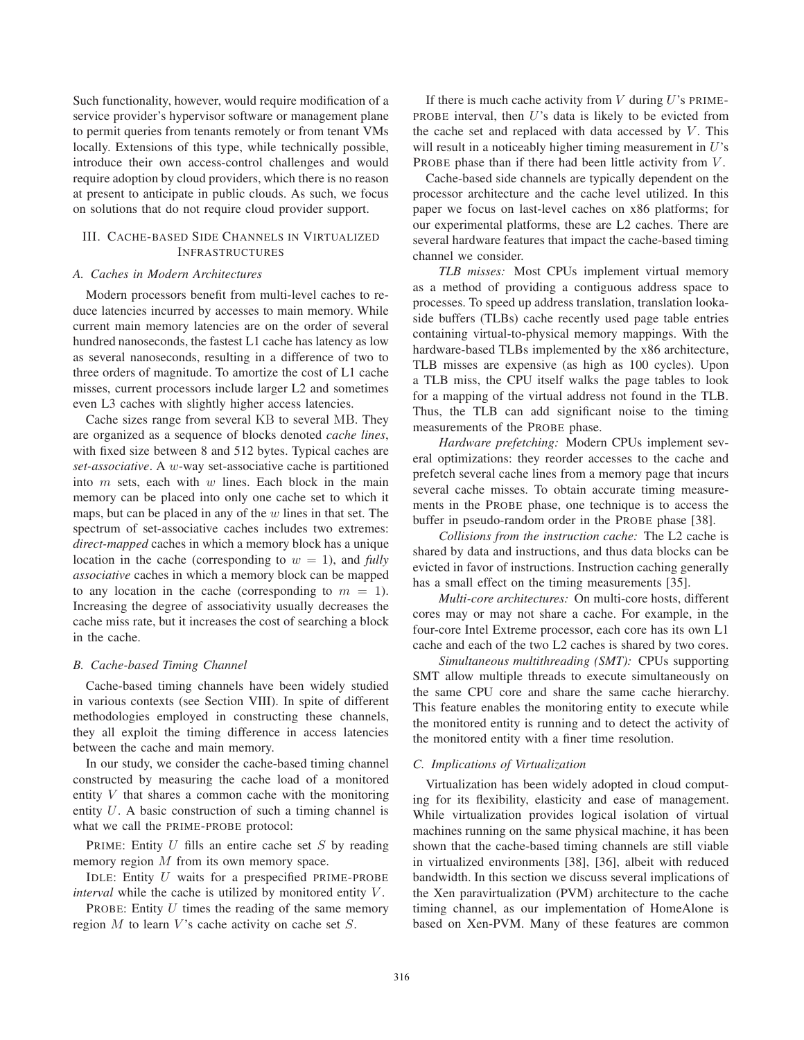Such functionality, however, would require modification of a service provider's hypervisor software or management plane to permit queries from tenants remotely or from tenant VMs locally. Extensions of this type, while technically possible, introduce their own access-control challenges and would require adoption by cloud providers, which there is no reason at present to anticipate in public clouds. As such, we focus on solutions that do not require cloud provider support.

## III. Cache-based Side Channels in Virtualized Infrastructures

### A. Caches in Modern Architectures

Modern processors benefit from multi-level caches to reduce latencies incurred by accesses to main memory. While current main memory latencies are on the order of several hundred nanoseconds, the fastest L1 cache has latency as low as several nanoseconds, resulting in a difference of two to three orders of magnitude. To amortize the cost of L1 cache misses, current processors include larger L2 and sometimes even L3 caches with slightly higher access latencies.

Cache sizes range from several KB to several MB. They are organized as a sequence of blocks denoted *cache lines*, with fixed size between 8 and 512 bytes. Typical caches are *set-associative*. A $w$-way set-associative cache is partitioned into $m$ sets, each with $w$ lines. Each block in the main memory can be placed into only one cache set to which it maps, but can be placed in any of the $w$ lines in that set. The spectrum of set-associative caches includes two extremes: *direct-mapped* caches in which a memory block has a unique location in the cache (corresponding to $w = 1$), and *fully associative* caches in which a memory block can be mapped to any location in the cache (corresponding to $m = 1$). Increasing the degree of associativity usually decreases the cache miss rate, but it increases the cost of searching a block in the cache.

### B. Cache-based Timing Channel

Cache-based timing channels have been widely studied in various contexts (see Section VIII). In spite of different methodologies employed in constructing these channels, they all exploit the timing difference in access latencies between the cache and main memory.

In our study, we consider the cache-based timing channel constructed by measuring the cache load of a monitored entity $V$ that shares a common cache with the monitoring entity $U$. A basic construction of such a timing channel is what we call the PRIME-PROBE protocol:

PRIME: Entity $U$ fills an entire cache set $S$ by reading memory region $M$ from its own memory space.

IDLE: Entity $U$ waits for a prespecified PRIME-PROBE *interval* while the cache is utilized by monitored entity $V$.

PROBE: Entity $U$ times the reading of the same memory region $M$ to learn $V$'s cache activity on cache set $S$.

If there is much cache activity from $V$ during $U$'s PRIME-PROBE interval, then $U$'s data is likely to be evicted from the cache set and replaced with data accessed by $V$. This will result in a noticeably higher timing measurement in $U$'s PROBE phase than if there had been little activity from $V$.

Cache-based side channels are typically dependent on the processor architecture and the cache level utilized. In this paper we focus on last-level caches on x86 platforms; for our experimental platforms, these are L2 caches. There are several hardware features that impact the cache-based timing channel we consider.

*TLB misses:* Most CPUs implement virtual memory as a method of providing a contiguous address space to processes. To speed up address translation, translation lookaside buffers (TLBs) cache recently used page table entries containing virtual-to-physical memory mappings. With the hardware-based TLBs implemented by the x86 architecture, TLB misses are expensive (as high as 100 cycles). Upon a TLB miss, the CPU itself walks the page tables to look for a mapping of the virtual address not found in the TLB. Thus, the TLB can add significant noise to the timing measurements of the PROBE phase.

*Hardware prefetching:* Modern CPUs implement several optimizations: they reorder accesses to the cache and prefetch several cache lines from a memory page that incurs several cache misses. To obtain accurate timing measurements in the PROBE phase, one technique is to access the buffer in pseudo-random order in the PROBE phase [38].

*Collisions from the instruction cache:* The L2 cache is shared by data and instructions, and thus data blocks can be evicted in favor of instructions. Instruction caching generally has a small effect on the timing measurements [35].

*Multi-core architectures:* On multi-core hosts, different cores may or may not share a cache. For example, in the four-core Intel Extreme processor, each core has its own L1 cache and each of the two L2 caches is shared by two cores.

*Simultaneous multithreading (SMT):* CPUs supporting SMT allow multiple threads to execute simultaneously on the same CPU core and share the same cache hierarchy. This feature enables the monitoring entity to execute while the monitored entity is running and to detect the activity of the monitored entity with a finer time resolution.

### C. Implications of Virtualization

Virtualization has been widely adopted in cloud computing for its flexibility, elasticity and ease of management. While virtualization provides logical isolation of virtual machines running on the same physical machine, it has been shown that the cache-based timing channels are still viable in virtualized environments [38], [36], albeit with reduced bandwidth. In this section we discuss several implications of the Xen paravirtualization (PVM) architecture to the cache timing channel, as our implementation of HomeAlone is based on Xen-PVM. Many of these features are common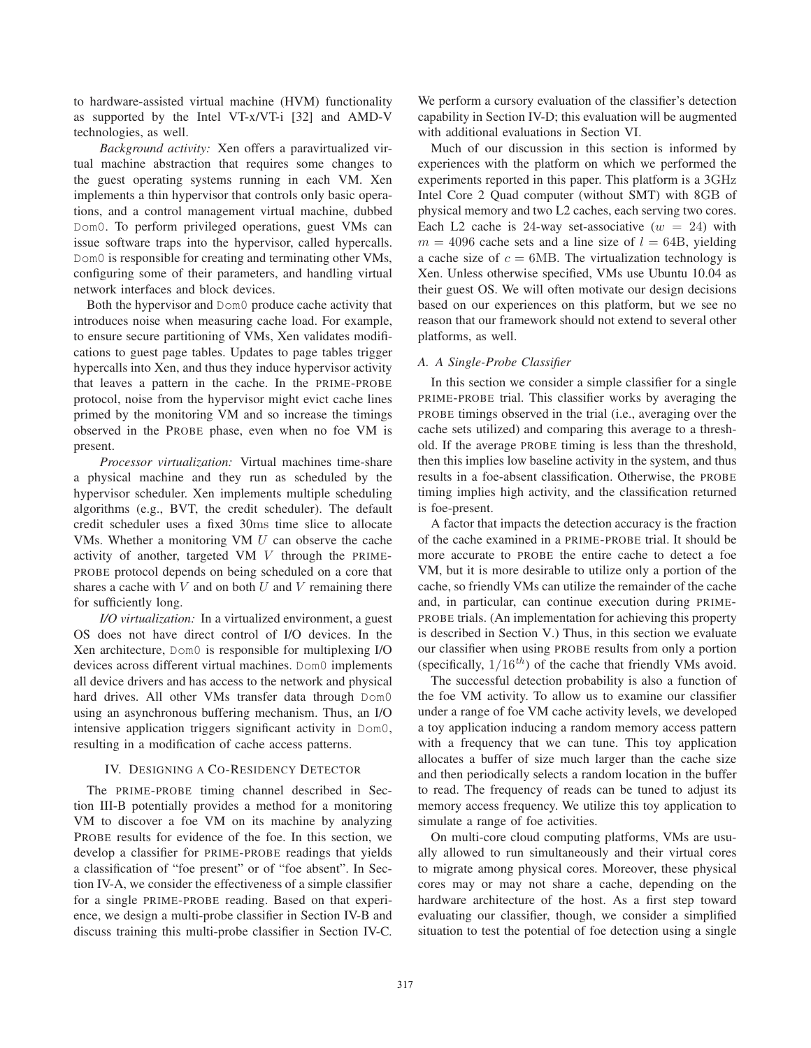to hardware-assisted virtual machine (HVM) functionality as supported by the Intel VT-x/VT-i [32] and AMD-V technologies, as well.

*Background activity:* Xen offers a paravirtualized virtual machine abstraction that requires some changes to the guest operating systems running in each VM. Xen implements a thin hypervisor that controls only basic operations, and a control management virtual machine, dubbed Dom0. To perform privileged operations, guest VMs can issue software traps into the hypervisor, called hypercalls. Dom0 is responsible for creating and terminating other VMs, configuring some of their parameters, and handling virtual network interfaces and block devices.

Both the hypervisor and Dom0 produce cache activity that introduces noise when measuring cache load. For example, to ensure secure partitioning of VMs, Xen validates modifications to guest page tables. Updates to page tables trigger hypercalls into Xen, and thus they induce hypervisor activity that leaves a pattern in the cache. In the PRIME-PROBE protocol, noise from the hypervisor might evict cache lines primed by the monitoring VM and so increase the timings observed in the PROBE phase, even when no foe VM is present.

*Processor virtualization:* Virtual machines time-share a physical machine and they run as scheduled by the hypervisor scheduler. Xen implements multiple scheduling algorithms (e.g., BVT, the credit scheduler). The default credit scheduler uses a fixed 30ms time slice to allocate VMs. Whether a monitoring VM $U$ can observe the cache activity of another, targeted VM $V$ through the PRIME-PROBE protocol depends on being scheduled on a core that shares a cache with $V$ and on both $U$ and $V$ remaining there for sufficiently long.

*I/O virtualization:* In a virtualized environment, a guest OS does not have direct control of I/O devices. In the Xen architecture, Dom0 is responsible for multiplexing I/O devices across different virtual machines. Dom0 implements all device drivers and has access to the network and physical hard drives. All other VMs transfer data through Dom0 using an asynchronous buffering mechanism. Thus, an I/O intensive application triggers significant activity in Dom0, resulting in a modification of cache access patterns.

## IV. Designing a Co-Residency Detector

The PRIME-PROBE timing channel described in Section III-B potentially provides a method for a monitoring VM to discover a foe VM on its machine by analyzing PROBE results for evidence of the foe. In this section, we develop a classifier for PRIME-PROBE readings that yields a classification of "foe present" or of "foe absent". In Section IV-A, we consider the effectiveness of a simple classifier for a single PRIME-PROBE reading. Based on that experience, we design a multi-probe classifier in Section IV-B and discuss training this multi-probe classifier in Section IV-C. We perform a cursory evaluation of the classifier's detection capability in Section IV-D; this evaluation will be augmented with additional evaluations in Section VI.

Much of our discussion in this section is informed by experiences with the platform on which we performed the experiments reported in this paper. This platform is a 3GHz Intel Core 2 Quad computer (without SMT) with 8GB of physical memory and two L2 caches, each serving two cores. Each L2 cache is 24-way set-associative ($w = 24$) with $m = 4096$ cache sets and a line size of $l = 64\text{B}$, yielding a cache size of $c = 6\text{MB}$. The virtualization technology is Xen. Unless otherwise specified, VMs use Ubuntu 10.04 as their guest OS. We will often motivate our design decisions based on our experiences on this platform, but we see no reason that our framework should not extend to several other platforms, as well.

### A. A Single-Probe Classifier

In this section we consider a simple classifier for a single PRIME-PROBE trial. This classifier works by averaging the PROBE timings observed in the trial (i.e., averaging over the cache sets utilized) and comparing this average to a threshold. If the average PROBE timing is less than the threshold, then this implies low baseline activity in the system, and thus results in a foe-absent classification. Otherwise, the PROBE timing implies high activity, and the classification returned is foe-present.

A factor that impacts the detection accuracy is the fraction of the cache examined in a PRIME-PROBE trial. It should be more accurate to PROBE the entire cache to detect a foe VM, but it is more desirable to utilize only a portion of the cache, so friendly VMs can utilize the remainder of the cache and, in particular, can continue execution during PRIME-PROBE trials. (An implementation for achieving this property is described in Section V.) Thus, in this section we evaluate our classifier when using PROBE results from only a portion (specifically, $1/16^{th}$) of the cache that friendly VMs avoid.

The successful detection probability is also a function of the foe VM activity. To allow us to examine our classifier under a range of foe VM cache activity levels, we developed a toy application inducing a random memory access pattern with a frequency that we can tune. This toy application allocates a buffer of size much larger than the cache size and then periodically selects a random location in the buffer to read. The frequency of reads can be tuned to adjust its memory access frequency. We utilize this toy application to simulate a range of foe activities.

On multi-core cloud computing platforms, VMs are usually allowed to run simultaneously and their virtual cores to migrate among physical cores. Moreover, these physical cores may or may not share a cache, depending on the hardware architecture of the host. As a first step toward evaluating our classifier, though, we consider a simplified situation to test the potential of foe detection using a single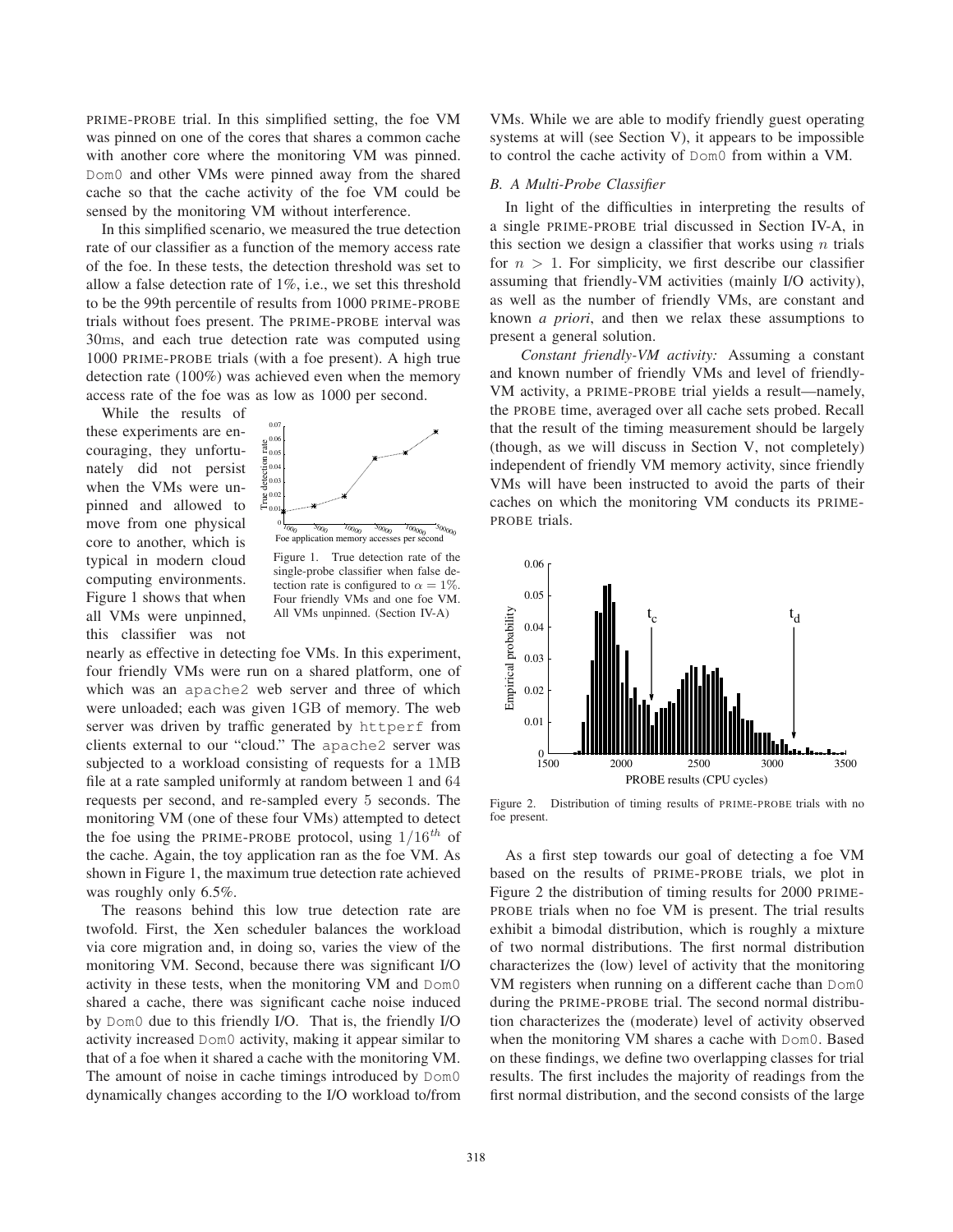PRIME-PROBE trial. In this simplified setting, the foe VM was pinned on one of the cores that shares a common cache with another core where the monitoring VM was pinned. Dom0 and other VMs were pinned away from the shared cache so that the cache activity of the foe VM could be sensed by the monitoring VM without interference.

In this simplified scenario, we measured the true detection rate of our classifier as a function of the memory access rate of the foe. In these tests, the detection threshold was set to allow a false detection rate of 1%, i.e., we set this threshold to be the 99th percentile of results from 1000 PRIME-PROBE trials without foes present. The PRIME-PROBE interval was 30ms, and each true detection rate was computed using 1000 PRIME-PROBE trials (with a foe present). A high true detection rate (100%) was achieved even when the memory access rate of the foe was as low as 1000 per second.

While the results of these experiments are encouraging, they unfortunately did not persist when the VMs were unpinned and allowed to move from one physical core to another, which is typical in modern cloud computing environments. Figure 1 shows that when all VMs were unpinned, this classifier was not nearly as effective in detecting foe VMs. In this experiment, four friendly VMs were run on a shared platform, one of which was an apache2 web server and three of which were unloaded; each was given 1GB of memory. The web server was driven by traffic generated by httperf from clients external to our "cloud." The apache2 server was subjected to a workload consisting of requests for a 1MB file at a rate sampled uniformly at random between 1 and 64 requests per second, and re-sampled every 5 seconds. The monitoring VM (one of these four VMs) attempted to detect the foe using the PRIME-PROBE protocol, using $1/16^{th}$ of the cache. Again, the toy application ran as the foe VM. As shown in Figure 1, the maximum true detection rate achieved was roughly only 6.5%.

Figure 1. True detection rate of the single-probe classifier when false detection rate is configured to $\alpha = 1\%$. Four friendly VMs and one foe VM. All VMs unpinned. (Section IV-A)

The reasons behind this low true detection rate are twofold. First, the Xen scheduler balances the workload via core migration and, in doing so, varies the view of the monitoring VM. Second, because there was significant I/O activity in these tests, when the monitoring VM and Dom0 shared a cache, there was significant cache noise induced by Dom0 due to this friendly I/O. That is, the friendly I/O activity increased Dom0 activity, making it appear similar to that of a foe when it shared a cache with the monitoring VM. The amount of noise in cache timings introduced by Dom0 dynamically changes according to the I/O workload to/from VMs. While we are able to modify friendly guest operating systems at will (see Section V), it appears to be impossible to control the cache activity of Dom0 from within a VM.

### B. A Multi-Probe Classifier

In light of the difficulties in interpreting the results of a single PRIME-PROBE trial discussed in Section IV-A, in this section we design a classifier that works using $n$ trials for $n > 1$. For simplicity, we first describe our classifier assuming that friendly-VM activities (mainly I/O activity), as well as the number of friendly VMs, are constant and known *a priori*, and then we relax these assumptions to present a general solution.

*Constant friendly-VM activity:* Assuming a constant and known number of friendly VMs and level of friendly-VM activity, a PRIME-PROBE trial yields a result—namely, the PROBE time, averaged over all cache sets probed. Recall that the result of the timing measurement should be largely (though, as we will discuss in Section V, not completely) independent of friendly VM memory activity, since friendly VMs will have been instructed to avoid the parts of their caches on which the monitoring VM conducts its PRIME-PROBE trials.

Figure 2. Distribution of timing results of PRIME-PROBE trials with no foe present.

As a first step towards our goal of detecting a foe VM based on the results of PRIME-PROBE trials, we plot in Figure 2 the distribution of timing results for 2000 PRIME-PROBE trials when no foe VM is present. The trial results exhibit a bimodal distribution, which is roughly a mixture of two normal distributions. The first normal distribution characterizes the (low) level of activity that the monitoring VM registers when running on a different cache than Dom0 during the PRIME-PROBE trial. The second normal distribution characterizes the (moderate) level of activity observed when the monitoring VM shares a cache with Dom0. Based on these findings, we define two overlapping classes for trial results. The first includes the majority of readings from the first normal distribution, and the second consists of the large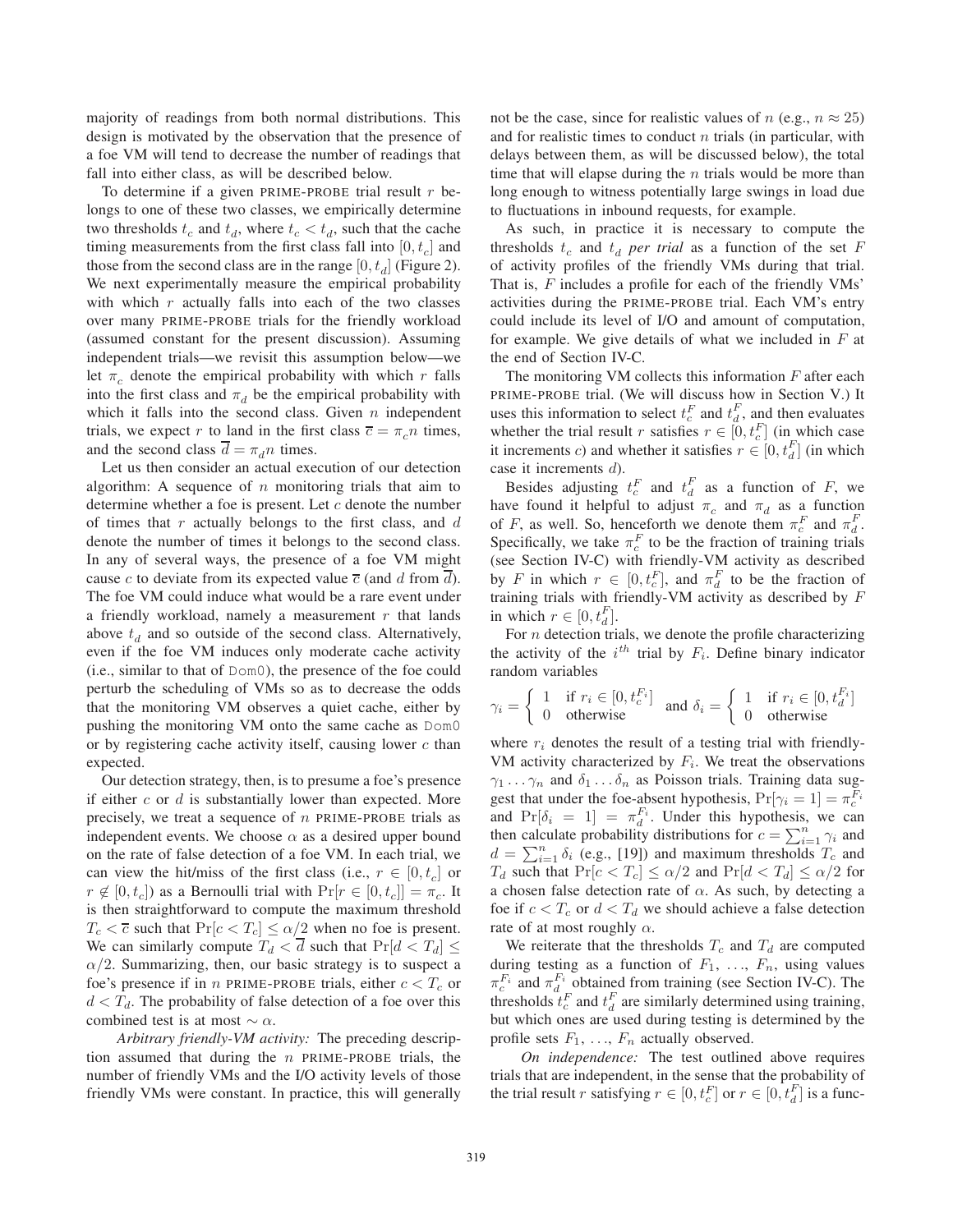majority of readings from both normal distributions. This design is motivated by the observation that the presence of a foe VM will tend to decrease the number of readings that fall into either class, as will be described below.

To determine if a given PRIME-PROBE trial result $r$ belongs to one of these two classes, we empirically determine two thresholds $t_c$ and $t_d$, where $t_c < t_d$, such that the cache timing measurements from the first class fall into $[0, t_c]$ and those from the second class are in the range $[0, t_d]$ (Figure 2). We next experimentally measure the empirical probability with which $r$ actually falls into each of the two classes over many PRIME-PROBE trials for the friendly workload (assumed constant for the present discussion). Assuming independent trials—we revisit this assumption below—we let $\pi_c$ denote the empirical probability with which $r$ falls into the first class and $\pi_d$ be the empirical probability with which it falls into the second class. Given $n$ independent trials, we expect $r$ to land in the first class $\overline{c} = \pi_c n$ times, and the second class $\overline{d} = \pi_d n$ times.

Let us then consider an actual execution of our detection algorithm: A sequence of $n$ monitoring trials that aim to determine whether a foe is present. Let $c$ denote the number of times that $r$ actually belongs to the first class, and $d$ denote the number of times it belongs to the second class. In any of several ways, the presence of a foe VM might cause $c$ to deviate from its expected value $\overline{c}$ (and $d$ from $\overline{d}$). The foe VM could induce what would be a rare event under a friendly workload, namely a measurement $r$ that lands above $t_d$ and so outside of the second class. Alternatively, even if the foe VM induces only moderate cache activity (i.e., similar to that of Dom0), the presence of the foe could perturb the scheduling of VMs so as to decrease the odds that the monitoring VM observes a quiet cache, either by pushing the monitoring VM onto the same cache as Dom0 or by registering cache activity itself, causing lower $c$ than expected.

Our detection strategy, then, is to presume a foe's presence if either $c$ or $d$ is substantially lower than expected. More precisely, we treat a sequence of $n$ PRIME-PROBE trials as independent events. We choose $\alpha$ as a desired upper bound on the rate of false detection of a foe VM. In each trial, we can view the hit/miss of the first class (i.e., $r \in [0, t_c]$ or $r \notin [0, t_c]$) as a Bernoulli trial with $\Pr[r \in [0, t_c]] = \pi_c$. It is then straightforward to compute the maximum threshold $T_c < \overline{c}$ such that $\Pr[c < T_c] \leq \alpha/2$ when no foe is present. We can similarly compute $T_d < \overline{d}$ such that $\Pr[d < T_d] \leq \alpha/2$. Summarizing, then, our basic strategy is to suspect a foe's presence if in $n$ PRIME-PROBE trials, either $c < T_c$ or $d < T_d$. The probability of false detection of a foe over this combined test is at most $\sim \alpha$.

*Arbitrary friendly-VM activity:* The preceding description assumed that during the $n$ PRIME-PROBE trials, the number of friendly VMs and the I/O activity levels of those friendly VMs were constant. In practice, this will generally not be the case, since for realistic values of $n$ (e.g., $n \approx 25$) and for realistic times to conduct $n$ trials (in particular, with delays between them, as will be discussed below), the total time that will elapse during the $n$ trials would be more than long enough to witness potentially large swings in load due to fluctuations in inbound requests, for example.

As such, in practice it is necessary to compute the thresholds $t_c$ and $t_d$ *per trial* as a function of the set $F$ of activity profiles of the friendly VMs during that trial. That is, $F$ includes a profile for each of the friendly VMs' activities during the PRIME-PROBE trial. Each VM's entry could include its level of I/O and amount of computation, for example. We give details of what we included in $F$ at the end of Section IV-C.

The monitoring VM collects this information $F$ after each PRIME-PROBE trial. (We will discuss how in Section V.) It uses this information to select $t_c^F$ and $t_d^F$, and then evaluates whether the trial result $r$ satisfies $r \in [0, t_c^F]$ (in which case it increments $c$) and whether it satisfies $r \in [0, t_d^F]$ (in which case it increments $d$).

Besides adjusting $t_c^F$ and $t_d^F$ as a function of $F$, we have found it helpful to adjust $\pi_c$ and $\pi_d$ as a function of $F$, as well. So, henceforth we denote them $\pi_c^F$ and $\pi_d^F$. Specifically, we take $\pi_c^F$ to be the fraction of training trials (see Section IV-C) with friendly-VM activity as described by $F$ in which $r \in [0, t_c^F]$, and $\pi_d^F$ to be the fraction of training trials with friendly-VM activity as described by $F$ in which $r \in [0, t_d^F]$.

For $n$ detection trials, we denote the profile characterizing the activity of the $i^{th}$ trial by $F_i$. Define binary indicator random variables

$$\gamma_i = \begin{cases} 1 & \text{if } r_i \in [0, t_c^{F_i}] \\ 0 & \text{otherwise} \end{cases} \quad \text{and } \delta_i = \begin{cases} 1 & \text{if } r_i \in [0, t_d^{F_i}] \\ 0 & \text{otherwise} \end{cases}$$

where $r_i$ denotes the result of a testing trial with friendly-VM activity characterized by $F_i$. We treat the observations $\gamma_1 \ldots \gamma_n$ and $\delta_1 \ldots \delta_n$ as Poisson trials. Training data suggest that under the foe-absent hypothesis, $\Pr[\gamma_i = 1] = \pi_c^{F_i}$ and $\Pr[\delta_i = 1] = \pi_d^{F_i}$. Under this hypothesis, we can then calculate probability distributions for $c = \sum_{i=1}^{n} \gamma_i$ and $d = \sum_{i=1}^{n} \delta_i$ (e.g., [19]) and maximum thresholds $T_c$ and $T_d$ such that $\Pr[c < T_c] \leq \alpha/2$ and $\Pr[d < T_d] \leq \alpha/2$ for a chosen false detection rate of $\alpha$. As such, by detecting a foe if $c < T_c$ or $d < T_d$ we should achieve a false detection rate of at most roughly $\alpha$.

We reiterate that the thresholds $T_c$ and $T_d$ are computed during testing as a function of $F_1, \ldots, F_n$, using values $\pi_c^{F_i}$ and $\pi_d^{F_i}$ obtained from training (see Section IV-C). The thresholds $t_c^F$ and $t_d^F$ are similarly determined using training, but which ones are used during testing is determined by the profile sets $F_1, \ldots, F_n$ actually observed.

*On independence:* The test outlined above requires trials that are independent, in the sense that the probability of the trial result $r$ satisfying $r \in [0, t_c^F]$ or $r \in [0, t_d^F]$ is a func-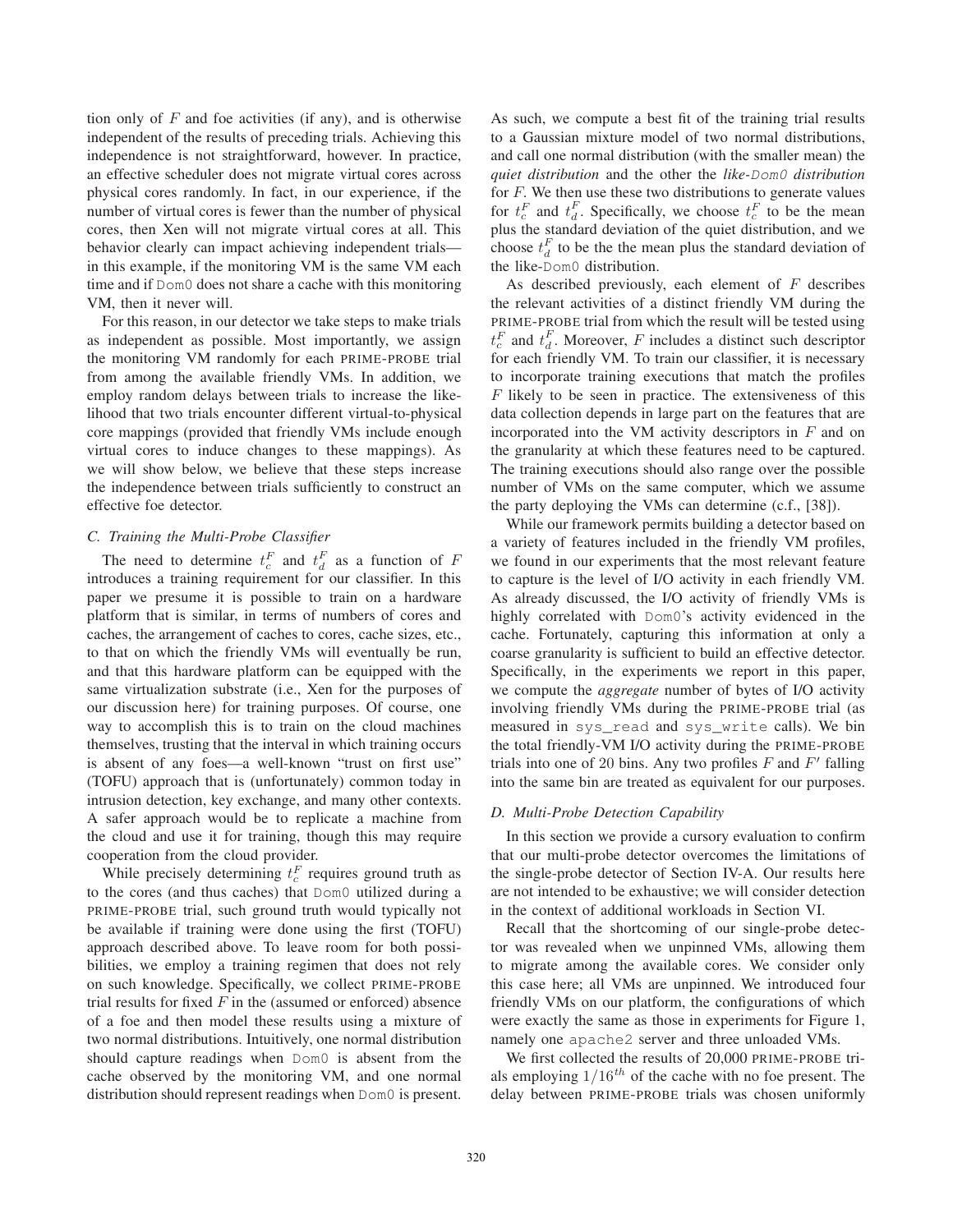tion only of $F$ and foe activities (if any), and is otherwise independent of the results of preceding trials. Achieving this independence is not straightforward, however. In practice, an effective scheduler does not migrate virtual cores across physical cores randomly. In fact, in our experience, if the number of virtual cores is fewer than the number of physical cores, then Xen will not migrate virtual cores at all. This behavior clearly can impact achieving independent trials—in this example, if the monitoring VM is the same VM each time and if Dom0 does not share a cache with this monitoring VM, then it never will.

For this reason, in our detector we take steps to make trials as independent as possible. Most importantly, we assign the monitoring VM randomly for each PRIME-PROBE trial from among the available friendly VMs. In addition, we employ random delays between trials to increase the likelihood that two trials encounter different virtual-to-physical core mappings (provided that friendly VMs include enough virtual cores to induce changes to these mappings). As we will show below, we believe that these steps increase the independence between trials sufficiently to construct an effective foe detector.

### C. Training the Multi-Probe Classifier

The need to determine $t_c^F$ and $t_d^F$ as a function of $F$ introduces a training requirement for our classifier. In this paper we presume it is possible to train on a hardware platform that is similar, in terms of numbers of cores and caches, the arrangement of caches to cores, cache sizes, etc., to that on which the friendly VMs will eventually be run, and that this hardware platform can be equipped with the same virtualization substrate (i.e., Xen for the purposes of our discussion here) for training purposes. Of course, one way to accomplish this is to train on the cloud machines themselves, trusting that the interval in which training occurs is absent of any foes—a well-known "trust on first use" (TOFU) approach that is (unfortunately) common today in intrusion detection, key exchange, and many other contexts. A safer approach would be to replicate a machine from the cloud and use it for training, though this may require cooperation from the cloud provider.

While precisely determining $t_c^F$ requires ground truth as to the cores (and thus caches) that Dom0 utilized during a PRIME-PROBE trial, such ground truth would typically not be available if training were done using the first (TOFU) approach described above. To leave room for both possibilities, we employ a training regimen that does not rely on such knowledge. Specifically, we collect PRIME-PROBE trial results for fixed $F$ in the (assumed or enforced) absence of a foe and then model these results using a mixture of two normal distributions. Intuitively, one normal distribution should capture readings when Dom0 is absent from the cache observed by the monitoring VM, and one normal distribution should represent readings when Dom0 is present. As such, we compute a best fit of the training trial results to a Gaussian mixture model of two normal distributions, and call one normal distribution (with the smaller mean) the *quiet distribution* and the other the *like-Dom0 distribution* for $F$. We then use these two distributions to generate values for $t_c^F$ and $t_d^F$. Specifically, we choose $t_c^F$ to be the mean plus the standard deviation of the quiet distribution, and we choose $t_d^F$ to be the the mean plus the standard deviation of the like-Dom0 distribution.

As described previously, each element of $F$ describes the relevant activities of a distinct friendly VM during the PRIME-PROBE trial from which the result will be tested using $t_c^F$ and $t_d^F$. Moreover, $F$ includes a distinct such descriptor for each friendly VM. To train our classifier, it is necessary to incorporate training executions that match the profiles $F$ likely to be seen in practice. The extensiveness of this data collection depends in large part on the features that are incorporated into the VM activity descriptors in $F$ and on the granularity at which these features need to be captured. The training executions should also range over the possible number of VMs on the same computer, which we assume the party deploying the VMs can determine (c.f., [38]).

While our framework permits building a detector based on a variety of features included in the friendly VM profiles, we found in our experiments that the most relevant feature to capture is the level of I/O activity in each friendly VM. As already discussed, the I/O activity of friendly VMs is highly correlated with Dom0's activity evidenced in the cache. Fortunately, capturing this information at only a coarse granularity is sufficient to build an effective detector. Specifically, in the experiments we report in this paper, we compute the *aggregate* number of bytes of I/O activity involving friendly VMs during the PRIME-PROBE trial (as measured in sys_read and sys_write calls). We bin the total friendly-VM I/O activity during the PRIME-PROBE trials into one of 20 bins. Any two profiles $F$ and $F'$ falling into the same bin are treated as equivalent for our purposes.

### D. Multi-Probe Detection Capability

In this section we provide a cursory evaluation to confirm that our multi-probe detector overcomes the limitations of the single-probe detector of Section IV-A. Our results here are not intended to be exhaustive; we will consider detection in the context of additional workloads in Section VI.

Recall that the shortcoming of our single-probe detector was revealed when we unpinned VMs, allowing them to migrate among the available cores. We consider only this case here; all VMs are unpinned. We introduced four friendly VMs on our platform, the configurations of which were exactly the same as those in experiments for Figure 1, namely one apache2 server and three unloaded VMs.

We first collected the results of 20,000 PRIME-PROBE trials employing $1/16^{th}$ of the cache with no foe present. The delay between PRIME-PROBE trials was chosen uniformly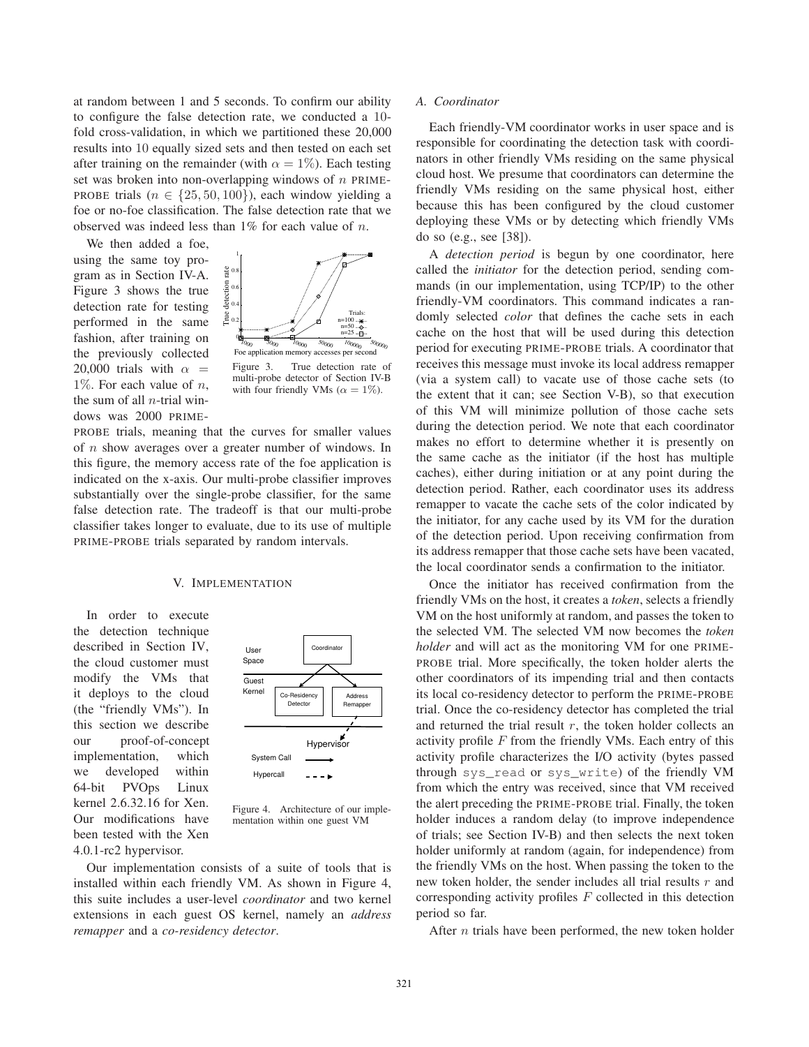at random between 1 and 5 seconds. To confirm our ability to configure the false detection rate, we conducted a 10-fold cross-validation, in which we partitioned these 20,000 results into 10 equally sized sets and then tested on each set after training on the remainder (with $\alpha = 1\%$). Each testing set was broken into non-overlapping windows of $n$ PRIME-PROBE trials ($n \in \{25, 50, 100\}$), each window yielding a foe or no-foe classification. The false detection rate that we observed was indeed less than 1% for each value of $n$.

We then added a foe, using the same toy program as in Section IV-A. Figure 3 shows the true detection rate for testing performed in the same fashion, after training on the previously collected 20,000 trials with $\alpha = 1\%$. For each value of $n$, the sum of all $n$-trial windows was 2000 PRIME-PROBE trials, meaning that the curves for smaller values of $n$ show averages over a greater number of windows. In this figure, the memory access rate of the foe application is indicated on the x-axis. Our multi-probe classifier improves substantially over the single-probe classifier, for the same false detection rate. The tradeoff is that our multi-probe classifier takes longer to evaluate, due to its use of multiple PRIME-PROBE trials separated by random intervals.

True detection rate
1
0.8
0.6
0.4
0.2
0
1000
5000
10000
50000
100000
500000
Foe application memory accesses per second
Trials:
n=100
n=50
n=25

Figure 3. True detection rate of multi-probe detector of Section IV-B with four friendly VMs ($\alpha = 1\%$).

## V. Implementation

In order to execute the detection technique described in Section IV, the cloud customer must modify the VMs that it deploys to the cloud (the "friendly VMs"). In this section we describe our proof-of-concept implementation, which we developed within 64-bit PVOps Linux kernel 2.6.32.16 for Xen. Our modifications have been tested with the Xen 4.0.1-rc2 hypervisor.

User Space
Guest Kernel
Coordinator
Co-Residency Detector
Address Remapper
Hypervisor
System Call
Hypercall

Figure 4. Architecture of our implementation within one guest VM

Our implementation consists of a suite of tools that is installed within each friendly VM. As shown in Figure 4, this suite includes a user-level *coordinator* and two kernel extensions in each guest OS kernel, namely an *address remapper* and a *co-residency detector*.

### A. Coordinator

Each friendly-VM coordinator works in user space and is responsible for coordinating the detection task with coordinators in other friendly VMs residing on the same physical cloud host. We presume that coordinators can determine the friendly VMs residing on the same physical host, either because this has been configured by the cloud customer deploying these VMs or by detecting which friendly VMs do so (e.g., see [38]).

A *detection period* is begun by one coordinator, here called the *initiator* for the detection period, sending commands (in our implementation, using TCP/IP) to the other friendly-VM coordinators. This command indicates a randomly selected *color* that defines the cache sets in each cache on the host that will be used during this detection period for executing PRIME-PROBE trials. A coordinator that receives this message must invoke its local address remapper (via a system call) to vacate use of those cache sets (to the extent that it can; see Section V-B), so that execution of this VM will minimize pollution of those cache sets during the detection period. We note that each coordinator makes no effort to determine whether it is presently on the same cache as the initiator (if the host has multiple caches), either during initiation or at any point during the detection period. Rather, each coordinator uses its address remapper to vacate the cache sets of the color indicated by the initiator, for any cache used by its VM for the duration of the detection period. Upon receiving confirmation from its address remapper that those cache sets have been vacated, the local coordinator sends a confirmation to the initiator.

Once the initiator has received confirmation from the friendly VMs on the host, it creates a *token*, selects a friendly VM on the host uniformly at random, and passes the token to the selected VM. The selected VM now becomes the *token holder* and will act as the monitoring VM for one PRIME-PROBE trial. More specifically, the token holder alerts the other coordinators of its impending trial and then contacts its local co-residency detector to perform the PRIME-PROBE trial. Once the co-residency detector has completed the trial and returned the trial result $r$, the token holder collects an activity profile $F$ from the friendly VMs. Each entry of this activity profile characterizes the I/O activity (bytes passed through `sys_read` or `sys_write`) of the friendly VM from which the entry was received, since that VM received the alert preceding the PRIME-PROBE trial. Finally, the token holder induces a random delay (to improve independence of trials; see Section IV-B) and then selects the next token holder uniformly at random (again, for independence) from the friendly VMs on the host. When passing the token to the new token holder, the sender includes all trial results $r$ and corresponding activity profiles $F$ collected in this detection period so far.

After $n$ trials have been performed, the new token holder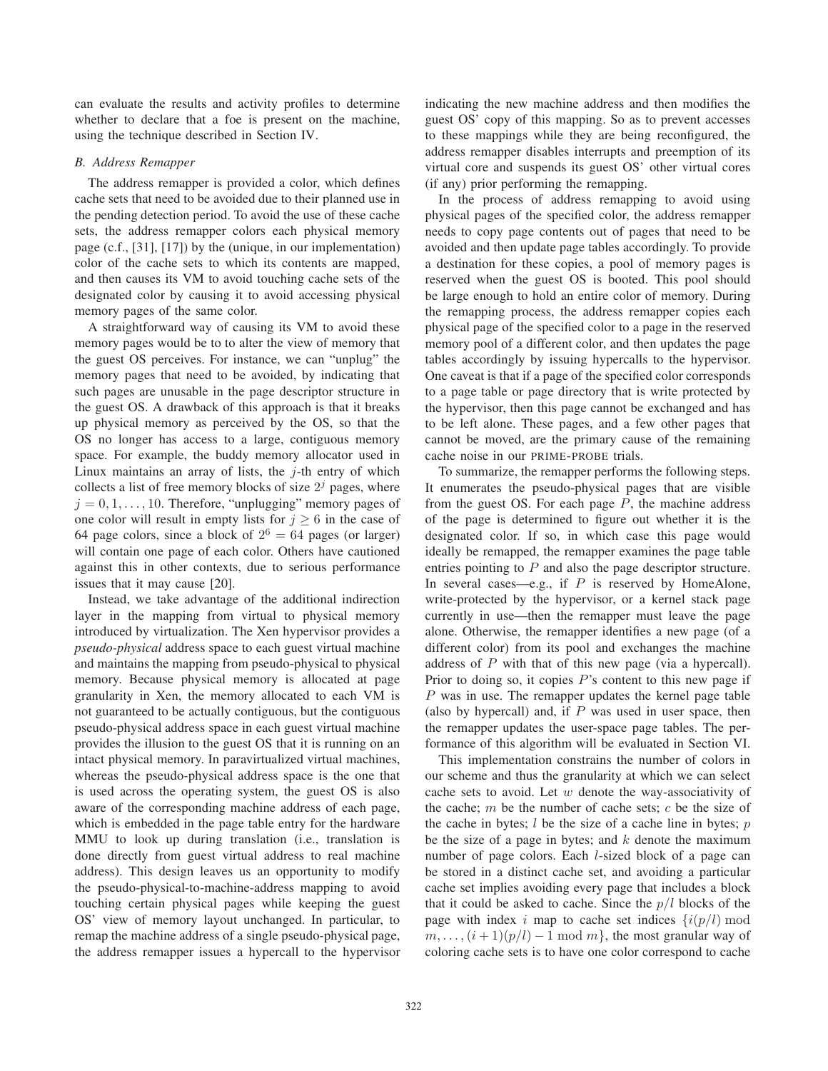can evaluate the results and activity profiles to determine whether to declare that a foe is present on the machine, using the technique described in Section IV.

### B. Address Remapper

The address remapper is provided a color, which defines cache sets that need to be avoided due to their planned use in the pending detection period. To avoid the use of these cache sets, the address remapper colors each physical memory page (c.f., [31], [17]) by the (unique, in our implementation) color of the cache sets to which its contents are mapped, and then causes its VM to avoid touching cache sets of the designated color by causing it to avoid accessing physical memory pages of the same color.

A straightforward way of causing its VM to avoid these memory pages would be to to alter the view of memory that the guest OS perceives. For instance, we can "unplug" the memory pages that need to be avoided, by indicating that such pages are unusable in the page descriptor structure in the guest OS. A drawback of this approach is that it breaks up physical memory as perceived by the OS, so that the OS no longer has access to a large, contiguous memory space. For example, the buddy memory allocator used in Linux maintains an array of lists, the $j$-th entry of which collects a list of free memory blocks of size $2^j$ pages, where $j = 0, 1, \ldots, 10$. Therefore, "unplugging" memory pages of one color will result in empty lists for $j \geq 6$ in the case of 64 page colors, since a block of $2^6 = 64$ pages (or larger) will contain one page of each color. Others have cautioned against this in other contexts, due to serious performance issues that it may cause [20].

Instead, we take advantage of the additional indirection layer in the mapping from virtual to physical memory introduced by virtualization. The Xen hypervisor provides a *pseudo-physical* address space to each guest virtual machine and maintains the mapping from pseudo-physical to physical memory. Because physical memory is allocated at page granularity in Xen, the memory allocated to each VM is not guaranteed to be actually contiguous, but the contiguous pseudo-physical address space in each guest virtual machine provides the illusion to the guest OS that it is running on an intact physical memory. In paravirtualized virtual machines, whereas the pseudo-physical address space is the one that is used across the operating system, the guest OS is also aware of the corresponding machine address of each page, which is embedded in the page table entry for the hardware MMU to look up during translation (i.e., translation is done directly from guest virtual address to real machine address). This design leaves us an opportunity to modify the pseudo-physical-to-machine-address mapping to avoid touching certain physical pages while keeping the guest OS' view of memory layout unchanged. In particular, to remap the machine address of a single pseudo-physical page, the address remapper issues a hypercall to the hypervisor indicating the new machine address and then modifies the guest OS' copy of this mapping. So as to prevent accesses to these mappings while they are being reconfigured, the address remapper disables interrupts and preemption of its virtual core and suspends its guest OS' other virtual cores (if any) prior performing the remapping.

In the process of address remapping to avoid using physical pages of the specified color, the address remapper needs to copy page contents out of pages that need to be avoided and then update page tables accordingly. To provide a destination for these copies, a pool of memory pages is reserved when the guest OS is booted. This pool should be large enough to hold an entire color of memory. During the remapping process, the address remapper copies each physical page of the specified color to a page in the reserved memory pool of a different color, and then updates the page tables accordingly by issuing hypercalls to the hypervisor. One caveat is that if a page of the specified color corresponds to a page table or page directory that is write protected by the hypervisor, then this page cannot be exchanged and has to be left alone. These pages, and a few other pages that cannot be moved, are the primary cause of the remaining cache noise in our PRIME-PROBE trials.

To summarize, the remapper performs the following steps. It enumerates the pseudo-physical pages that are visible from the guest OS. For each page $P$, the machine address of the page is determined to figure out whether it is the designated color. If so, in which case this page would ideally be remapped, the remapper examines the page table entries pointing to $P$ and also the page descriptor structure. In several cases—e.g., if $P$ is reserved by HomeAlone, write-protected by the hypervisor, or a kernel stack page currently in use—then the remapper must leave the page alone. Otherwise, the remapper identifies a new page (of a different color) from its pool and exchanges the machine address of $P$ with that of this new page (via a hypercall). Prior to doing so, it copies $P$'s content to this new page if $P$ was in use. The remapper updates the kernel page table (also by hypercall) and, if $P$ was used in user space, then the remapper updates the user-space page tables. The performance of this algorithm will be evaluated in Section VI.

This implementation constrains the number of colors in our scheme and thus the granularity at which we can select cache sets to avoid. Let $w$ denote the way-associativity of the cache; $m$ be the number of cache sets; $c$ be the size of the cache in bytes; $l$ be the size of a cache line in bytes; $p$ be the size of a page in bytes; and $k$ denote the maximum number of page colors. Each $l$-sized block of a page can be stored in a distinct cache set, and avoiding a particular cache set implies avoiding every page that includes a block that it could be asked to cache. Since the $p/l$ blocks of the page with index $i$ map to cache set indices $\{i(p/l) \bmod m, \ldots, (i+1)(p/l) - 1 \bmod m\}$, the most granular way of coloring cache sets is to have one color correspond to cache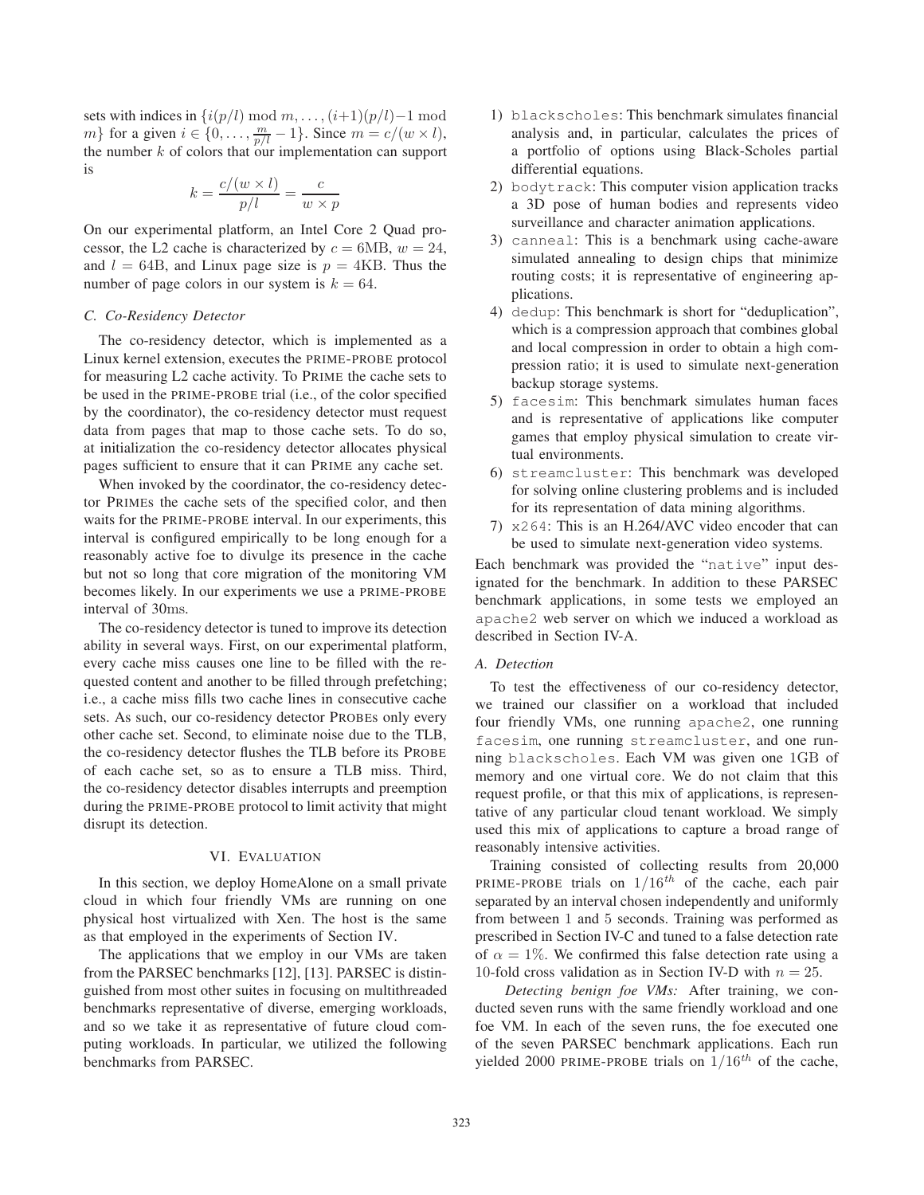sets with indices in $\{i(p/l) \bmod m, \ldots, (i+1)(p/l)-1 \bmod m\}$ for a given $i \in \{0, \ldots, \frac{m}{p/l} - 1\}$. Since $m = c/(w \times l)$, the number $k$ of colors that our implementation can support is

$$k = \frac{c/(w \times l)}{p/l} = \frac{c}{w \times p}$$

On our experimental platform, an Intel Core 2 Quad processor, the L2 cache is characterized by $c = 6\text{MB}$, $w = 24$, and $l = 64\text{B}$, and Linux page size is $p = 4\text{KB}$. Thus the number of page colors in our system is $k = 64$.

### C. Co-Residency Detector

The co-residency detector, which is implemented as a Linux kernel extension, executes the PRIME-PROBE protocol for measuring L2 cache activity. To PRIME the cache sets to be used in the PRIME-PROBE trial (i.e., of the color specified by the coordinator), the co-residency detector must request data from pages that map to those cache sets. To do so, at initialization the co-residency detector allocates physical pages sufficient to ensure that it can PRIME any cache set.

When invoked by the coordinator, the co-residency detector PRIMEs the cache sets of the specified color, and then waits for the PRIME-PROBE interval. In our experiments, this interval is configured empirically to be long enough for a reasonably active foe to divulge its presence in the cache but not so long that core migration of the monitoring VM becomes likely. In our experiments we use a PRIME-PROBE interval of 30ms.

The co-residency detector is tuned to improve its detection ability in several ways. First, on our experimental platform, every cache miss causes one line to be filled with the requested content and another to be filled through prefetching; i.e., a cache miss fills two cache lines in consecutive cache sets. As such, our co-residency detector PROBEs only every other cache set. Second, to eliminate noise due to the TLB, the co-residency detector flushes the TLB before its PROBE of each cache set, so as to ensure a TLB miss. Third, the co-residency detector disables interrupts and preemption during the PRIME-PROBE protocol to limit activity that might disrupt its detection.

## VI. EVALUATION

In this section, we deploy HomeAlone on a small private cloud in which four friendly VMs are running on one physical host virtualized with Xen. The host is the same as that employed in the experiments of Section IV.

The applications that we employ in our VMs are taken from the PARSEC benchmarks [12], [13]. PARSEC is distinguished from most other suites in focusing on multithreaded benchmarks representative of diverse, emerging workloads, and so we take it as representative of future cloud computing workloads. In particular, we utilized the following benchmarks from PARSEC.

1) `blackscholes`: This benchmark simulates financial analysis and, in particular, calculates the prices of a portfolio of options using Black-Scholes partial differential equations.
2) `bodytrack`: This computer vision application tracks a 3D pose of human bodies and represents video surveillance and character animation applications.
3) `canneal`: This is a benchmark using cache-aware simulated annealing to design chips that minimize routing costs; it is representative of engineering applications.
4) `dedup`: This benchmark is short for "deduplication", which is a compression approach that combines global and local compression in order to obtain a high compression ratio; it is used to simulate next-generation backup storage systems.
5) `facesim`: This benchmark simulates human faces and is representative of applications like computer games that employ physical simulation to create virtual environments.
6) `streamcluster`: This benchmark was developed for solving online clustering problems and is included for its representation of data mining algorithms.
7) `x264`: This is an H.264/AVC video encoder that can be used to simulate next-generation video systems.

Each benchmark was provided the "`native`" input designated for the benchmark. In addition to these PARSEC benchmark applications, in some tests we employed an `apache2` web server on which we induced a workload as described in Section IV-A.

### A. Detection

To test the effectiveness of our co-residency detector, we trained our classifier on a workload that included four friendly VMs, one running `apache2`, one running `facesim`, one running `streamcluster`, and one running `blackscholes`. Each VM was given one 1GB of memory and one virtual core. We do not claim that this request profile, or that this mix of applications, is representative of any particular cloud tenant workload. We simply used this mix of applications to capture a broad range of reasonably intensive activities.

Training consisted of collecting results from 20,000 PRIME-PROBE trials on $1/16^{th}$ of the cache, each pair separated by an interval chosen independently and uniformly from between 1 and 5 seconds. Training was performed as prescribed in Section IV-C and tuned to a false detection rate of $\alpha = 1\%$. We confirmed this false detection rate using a 10-fold cross validation as in Section IV-D with $n = 25$.

*Detecting benign foe VMs:* After training, we conducted seven runs with the same friendly workload and one foe VM. In each of the seven runs, the foe executed one of the seven PARSEC benchmark applications. Each run yielded 2000 PRIME-PROBE trials on $1/16^{th}$ of the cache,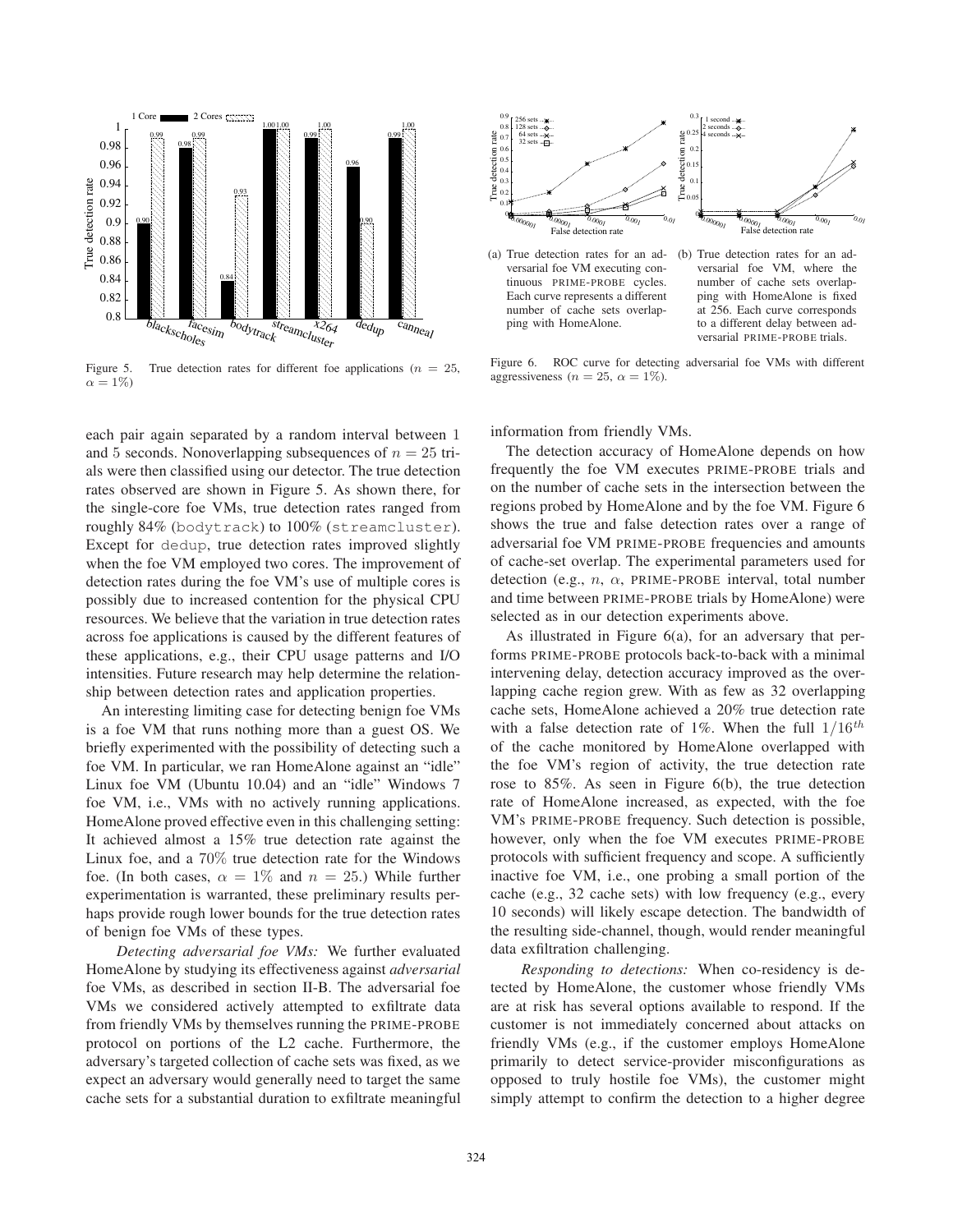Figure 5. True detection rates for different foe applications ($n = 25$, $\alpha = 1\%$)

Figure 6. ROC curve for detecting adversarial foe VMs with different aggressiveness ($n = 25$, $\alpha = 1\%$).

(a) True detection rates for an adversarial foe VM executing continuous PRIME-PROBE cycles. Each curve represents a different number of cache sets overlapping with HomeAlone.

(b) True detection rates for an adversarial foe VM, where the number of cache sets overlapping with HomeAlone is fixed at 256. Each curve corresponds to a different delay between adversarial PRIME-PROBE trials.

each pair again separated by a random interval between 1 and 5 seconds. Nonoverlapping subsequences of $n = 25$ trials were then classified using our detector. The true detection rates observed are shown in Figure 5. As shown there, for the single-core foe VMs, true detection rates ranged from roughly 84% (`bodytrack`) to 100% (`streamcluster`). Except for `dedup`, true detection rates improved slightly when the foe VM employed two cores. The improvement of detection rates during the foe VM's use of multiple cores is possibly due to increased contention for the physical CPU resources. We believe that the variation in true detection rates across foe applications is caused by the different features of these applications, e.g., their CPU usage patterns and I/O intensities. Future research may help determine the relationship between detection rates and application properties.

An interesting limiting case for detecting benign foe VMs is a foe VM that runs nothing more than a guest OS. We briefly experimented with the possibility of detecting such a foe VM. In particular, we ran HomeAlone against an "idle" Linux foe VM (Ubuntu 10.04) and an "idle" Windows 7 foe VM, i.e., VMs with no actively running applications. HomeAlone proved effective even in this challenging setting: It achieved almost a 15% true detection rate against the Linux foe, and a 70% true detection rate for the Windows foe. (In both cases, $\alpha = 1\%$ and $n = 25$.) While further experimentation is warranted, these preliminary results perhaps provide rough lower bounds for the true detection rates of benign foe VMs of these types.

*Detecting adversarial foe VMs:* We further evaluated HomeAlone by studying its effectiveness against *adversarial* foe VMs, as described in section II-B. The adversarial foe VMs we considered actively attempted to exfiltrate data from friendly VMs by themselves running the PRIME-PROBE protocol on portions of the L2 cache. Furthermore, the adversary's targeted collection of cache sets was fixed, as we expect an adversary would generally need to target the same cache sets for a substantial duration to exfiltrate meaningful information from friendly VMs.

The detection accuracy of HomeAlone depends on how frequently the foe VM executes PRIME-PROBE trials and on the number of cache sets in the intersection between the regions probed by HomeAlone and by the foe VM. Figure 6 shows the true and false detection rates over a range of adversarial foe VM PRIME-PROBE frequencies and amounts of cache-set overlap. The experimental parameters used for detection (e.g., $n$, $\alpha$, PRIME-PROBE interval, total number and time between PRIME-PROBE trials by HomeAlone) were selected as in our detection experiments above.

As illustrated in Figure 6(a), for an adversary that performs PRIME-PROBE protocols back-to-back with a minimal intervening delay, detection accuracy improved as the overlapping cache region grew. With as few as 32 overlapping cache sets, HomeAlone achieved a 20% true detection rate with a false detection rate of 1%. When the full $1/16^{th}$ of the cache monitored by HomeAlone overlapped with the foe VM's region of activity, the true detection rate rose to 85%. As seen in Figure 6(b), the true detection rate of HomeAlone increased, as expected, with the foe VM's PRIME-PROBE frequency. Such detection is possible, however, only when the foe VM executes PRIME-PROBE protocols with sufficient frequency and scope. A sufficiently inactive foe VM, i.e., one probing a small portion of the cache (e.g., 32 cache sets) with low frequency (e.g., every 10 seconds) will likely escape detection. The bandwidth of the resulting side-channel, though, would render meaningful data exfiltration challenging.

*Responding to detections:* When co-residency is detected by HomeAlone, the customer whose friendly VMs are at risk has several options available to respond. If the customer is not immediately concerned about attacks on friendly VMs (e.g., if the customer employs HomeAlone primarily to detect service-provider misconfigurations as opposed to truly hostile foe VMs), the customer might simply attempt to confirm the detection to a higher degree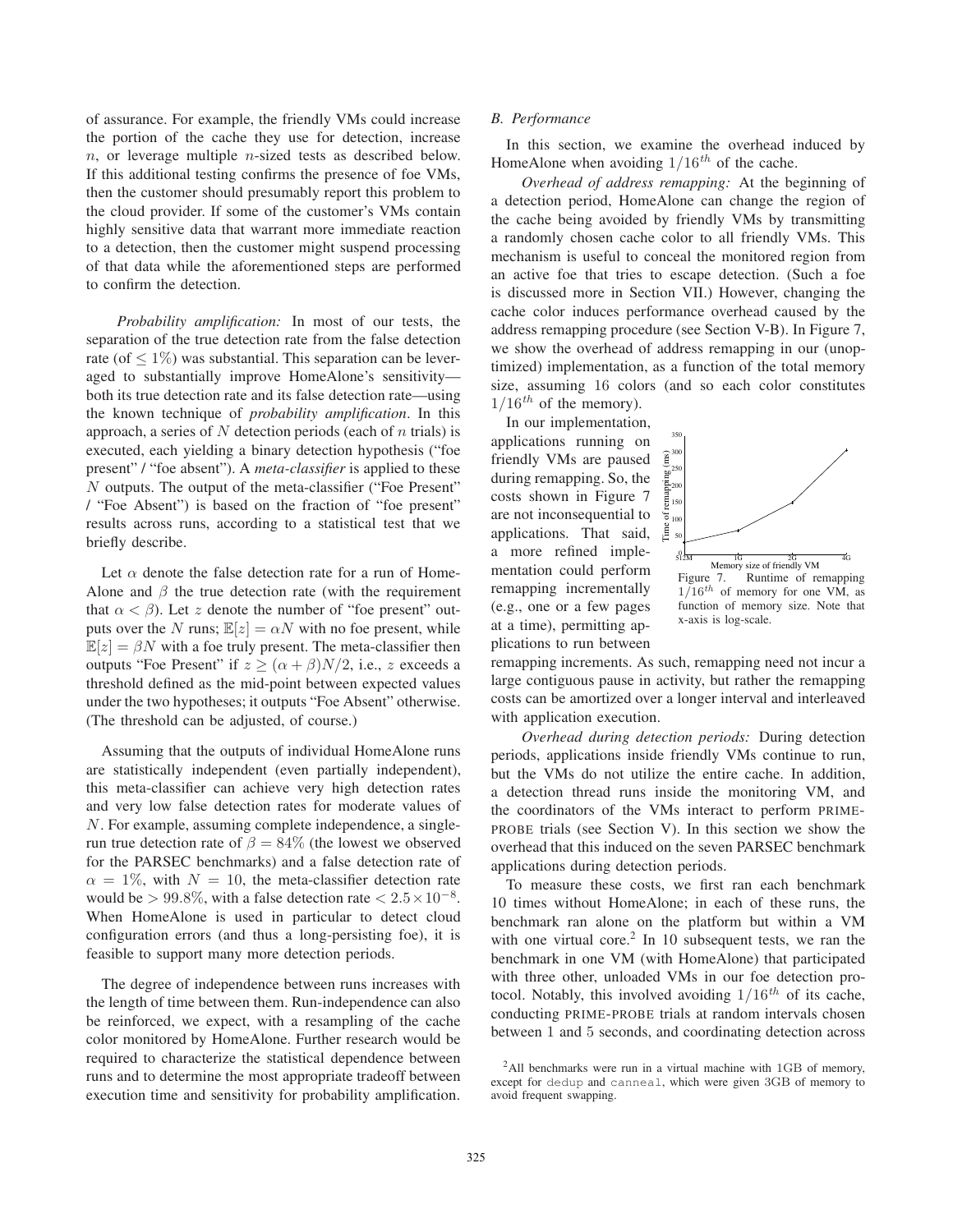of assurance. For example, the friendly VMs could increase the portion of the cache they use for detection, increase $n$, or leverage multiple $n$-sized tests as described below. If this additional testing confirms the presence of foe VMs, then the customer should presumably report this problem to the cloud provider. If some of the customer's VMs contain highly sensitive data that warrant more immediate reaction to a detection, then the customer might suspend processing of that data while the aforementioned steps are performed to confirm the detection.

*Probability amplification:* In most of our tests, the separation of the true detection rate from the false detection rate (of $\leq 1\%$) was substantial. This separation can be leveraged to substantially improve HomeAlone's sensitivity—both its true detection rate and its false detection rate—using the known technique of *probability amplification*. In this approach, a series of $N$ detection periods (each of $n$ trials) is executed, each yielding a binary detection hypothesis ("foe present" / "foe absent"). A *meta-classifier* is applied to these $N$ outputs. The output of the meta-classifier ("Foe Present" / "Foe Absent") is based on the fraction of "foe present" results across runs, according to a statistical test that we briefly describe.

Let $\alpha$ denote the false detection rate for a run of HomeAlone and $\beta$ the true detection rate (with the requirement that $\alpha < \beta$). Let $z$ denote the number of "foe present" outputs over the $N$ runs; $\mathbb{E}[z] = \alpha N$ with no foe present, while $\mathbb{E}[z] = \beta N$ with a foe truly present. The meta-classifier then outputs "Foe Present" if $z \geq (\alpha + \beta)N/2$, i.e., $z$ exceeds a threshold defined as the mid-point between expected values under the two hypotheses; it outputs "Foe Absent" otherwise. (The threshold can be adjusted, of course.)

Assuming that the outputs of individual HomeAlone runs are statistically independent (even partially independent), this meta-classifier can achieve very high detection rates and very low false detection rates for moderate values of $N$. For example, assuming complete independence, a single-run true detection rate of $\beta = 84\%$ (the lowest we observed for the PARSEC benchmarks) and a false detection rate of $\alpha = 1\%$, with $N = 10$, the meta-classifier detection rate would be $> 99.8\%$, with a false detection rate $< 2.5 \times 10^{-8}$. When HomeAlone is used in particular to detect cloud configuration errors (and thus a long-persisting foe), it is feasible to support many more detection periods.

The degree of independence between runs increases with the length of time between them. Run-independence can also be reinforced, we expect, with a resampling of the cache color monitored by HomeAlone. Further research would be required to characterize the statistical dependence between runs and to determine the most appropriate tradeoff between execution time and sensitivity for probability amplification.

*B. Performance*

In this section, we examine the overhead induced by HomeAlone when avoiding $1/16^{th}$ of the cache.

*Overhead of address remapping:* At the beginning of a detection period, HomeAlone can change the region of the cache being avoided by friendly VMs by transmitting a randomly chosen cache color to all friendly VMs. This mechanism is useful to conceal the monitored region from an active foe that tries to escape detection. (Such a foe is discussed more in Section VII.) However, changing the cache color induces performance overhead caused by the address remapping procedure (see Section V-B). In Figure 7, we show the overhead of address remapping in our (unoptimized) implementation, as a function of the total memory size, assuming 16 colors (and so each color constitutes $1/16^{th}$ of the memory).

In our implementation, applications running on friendly VMs are paused during remapping. So, the costs shown in Figure 7 are not inconsequential to applications. That said, a more refined implementation could perform remapping incrementally (e.g., one or a few pages at a time), permitting applications to run between remapping increments. As such, remapping need not incur a large contiguous pause in activity, but rather the remapping costs can be amortized over a longer interval and interleaved with application execution.

Figure 7. Runtime of remapping $1/16^{th}$ of memory for one VM, as function of memory size. Note that x-axis is log-scale.

*Overhead during detection periods:* During detection periods, applications inside friendly VMs continue to run, but the VMs do not utilize the entire cache. In addition, a detection thread runs inside the monitoring VM, and the coordinators of the VMs interact to perform PRIME-PROBE trials (see Section V). In this section we show the overhead that this induced on the seven PARSEC benchmark applications during detection periods.

To measure these costs, we first ran each benchmark 10 times without HomeAlone; in each of these runs, the benchmark ran alone on the platform but within a VM with one virtual core.[2] In 10 subsequent tests, we ran the benchmark in one VM (with HomeAlone) that participated with three other, unloaded VMs in our foe detection protocol. Notably, this involved avoiding $1/16^{th}$ of its cache, conducting PRIME-PROBE trials at random intervals chosen between 1 and 5 seconds, and coordinating detection across

[2] All benchmarks were run in a virtual machine with 1GB of memory, except for `dedup` and `canneal`, which were given 3GB of memory to avoid frequent swapping.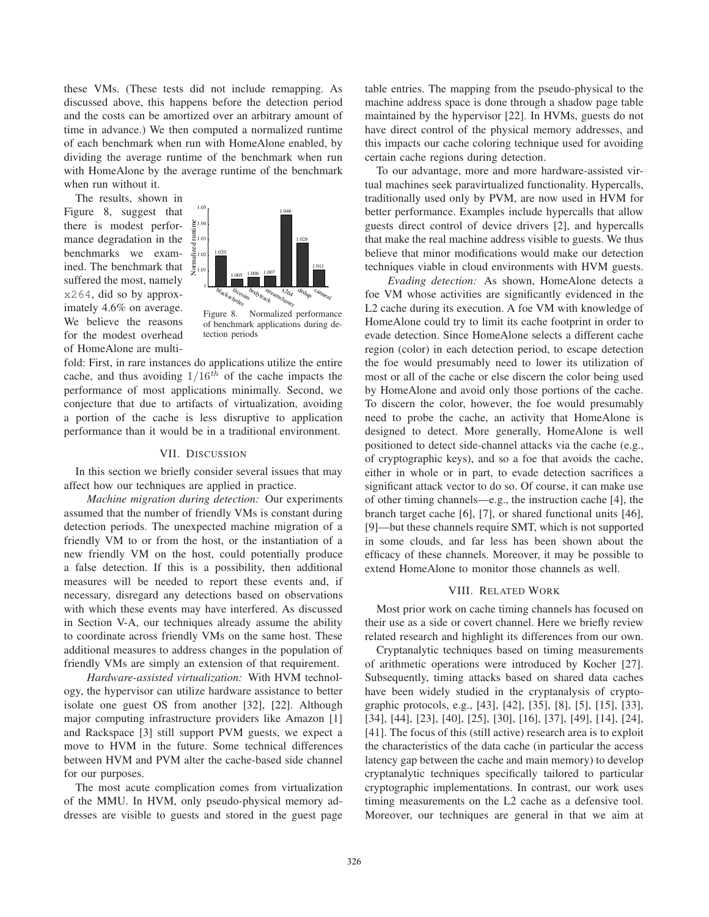these VMs. (These tests did not include remapping. As discussed above, this happens before the detection period and the costs can be amortized over an arbitrary amount of time in advance.) We then computed a normalized runtime of each benchmark when run with HomeAlone enabled, by dividing the average runtime of the benchmark when run with HomeAlone by the average runtime of the benchmark when run without it.

The results, shown in Figure 8, suggest that there is modest performance degradation in the benchmarks we examined. The benchmark that suffered the most, namely `x264`, did so by approximately 4.6% on average. We believe the reasons for the modest overhead of HomeAlone are multifold: First, in rare instances do applications utilize the entire cache, and thus avoiding $1/16^{th}$ of the cache impacts the performance of most applications minimally. Second, we conjecture that due to artifacts of virtualization, avoiding a portion of the cache is less disruptive to application performance than it would be in a traditional environment.

| Benchmark | Normalized runtime |
|---|---|
| blackscholes | 1.020 |
| facesim | 1.005 |
| bodytrack | 1.006 |
| streamcluster | 1.007 |
| x264 | 1.046 |
| dedup | 1.028 |
| canneal | 1.011 |

Figure 8. Normalized performance of benchmark applications during detection periods

## VII. Discussion

In this section we briefly consider several issues that may affect how our techniques are applied in practice.

*Machine migration during detection:* Our experiments assumed that the number of friendly VMs is constant during detection periods. The unexpected machine migration of a friendly VM to or from the host, or the instantiation of a new friendly VM on the host, could potentially produce a false detection. If this is a possibility, then additional measures will be needed to report these events and, if necessary, disregard any detections based on observations with which these events may have interfered. As discussed in Section V-A, our techniques already assume the ability to coordinate across friendly VMs on the same host. These additional measures to address changes in the population of friendly VMs are simply an extension of that requirement.

*Hardware-assisted virtualization:* With HVM technology, the hypervisor can utilize hardware assistance to better isolate one guest OS from another [32], [22]. Although major computing infrastructure providers like Amazon [1] and Rackspace [3] still support PVM guests, we expect a move to HVM in the future. Some technical differences between HVM and PVM alter the cache-based side channel for our purposes.

The most acute complication comes from virtualization of the MMU. In HVM, only pseudo-physical memory addresses are visible to guests and stored in the guest page table entries. The mapping from the pseudo-physical to the machine address space is done through a shadow page table maintained by the hypervisor [22]. In HVMs, guests do not have direct control of the physical memory addresses, and this impacts our cache coloring technique used for avoiding certain cache regions during detection.

To our advantage, more and more hardware-assisted virtual machines seek paravirtualized functionality. Hypercalls, traditionally used only by PVM, are now used in HVM for better performance. Examples include hypercalls that allow guests direct control of device drivers [2], and hypercalls that make the real machine address visible to guests. We thus believe that minor modifications would make our detection techniques viable in cloud environments with HVM guests.

*Evading detection:* As shown, HomeAlone detects a foe VM whose activities are significantly evidenced in the L2 cache during its execution. A foe VM with knowledge of HomeAlone could try to limit its cache footprint in order to evade detection. Since HomeAlone selects a different cache region (color) in each detection period, to escape detection the foe would presumably need to lower its utilization of most or all of the cache or else discern the color being used by HomeAlone and avoid only those portions of the cache. To discern the color, however, the foe would presumably need to probe the cache, an activity that HomeAlone is designed to detect. More generally, HomeAlone is well positioned to detect side-channel attacks via the cache (e.g., of cryptographic keys), and so a foe that avoids the cache, either in whole or in part, to evade detection sacrifices a significant attack vector to do so. Of course, it can make use of other timing channels—e.g., the instruction cache [4], the branch target cache [6], [7], or shared functional units [46], [9]—but these channels require SMT, which is not supported in some clouds, and far less has been shown about the efficacy of these channels. Moreover, it may be possible to extend HomeAlone to monitor those channels as well.

## VIII. Related Work

Most prior work on cache timing channels has focused on their use as a side or covert channel. Here we briefly review related research and highlight its differences from our own.

Cryptanalytic techniques based on timing measurements of arithmetic operations were introduced by Kocher [27]. Subsequently, timing attacks based on shared data caches have been widely studied in the cryptanalysis of cryptographic protocols, e.g., [43], [42], [35], [8], [5], [15], [33], [34], [44], [23], [40], [25], [30], [16], [37], [49], [14], [24], [41]. The focus of this (still active) research area is to exploit the characteristics of the data cache (in particular the access latency gap between the cache and main memory) to develop cryptanalytic techniques specifically tailored to particular cryptographic implementations. In contrast, our work uses timing measurements on the L2 cache as a defensive tool. Moreover, our techniques are general in that we aim at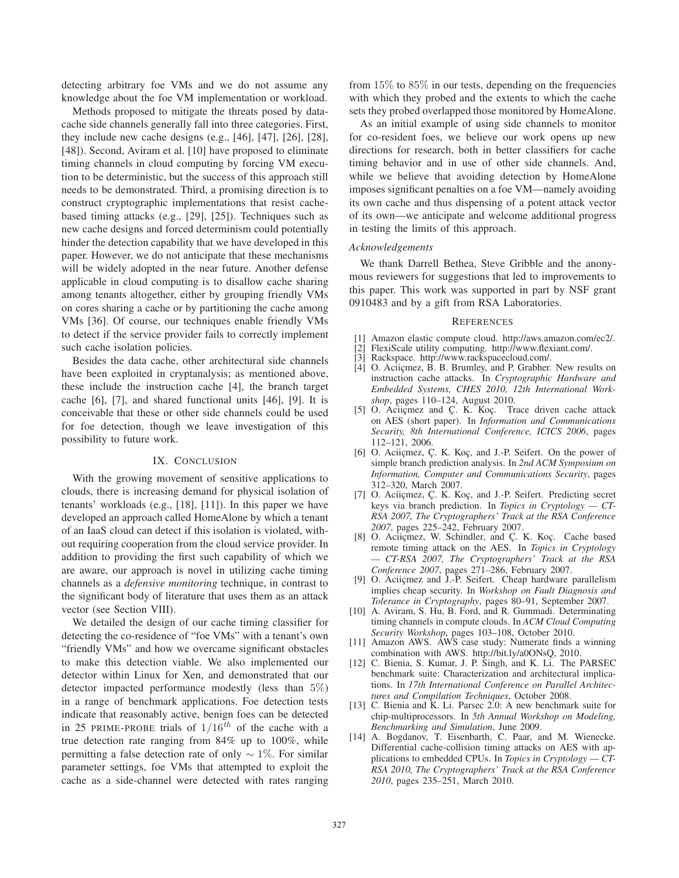detecting arbitrary foe VMs and we do not assume any knowledge about the foe VM implementation or workload.

Methods proposed to mitigate the threats posed by data-cache side channels generally fall into three categories. First, they include new cache designs (e.g., [46], [47], [26], [28], [48]). Second, Aviram et al. [10] have proposed to eliminate timing channels in cloud computing by forcing VM execution to be deterministic, but the success of this approach still needs to be demonstrated. Third, a promising direction is to construct cryptographic implementations that resist cache-based timing attacks (e.g., [29], [25]). Techniques such as new cache designs and forced determinism could potentially hinder the detection capability that we have developed in this paper. However, we do not anticipate that these mechanisms will be widely adopted in the near future. Another defense applicable in cloud computing is to disallow cache sharing among tenants altogether, either by grouping friendly VMs on cores sharing a cache or by partitioning the cache among VMs [36]. Of course, our techniques enable friendly VMs to detect if the service provider fails to correctly implement such cache isolation policies.

Besides the data cache, other architectural side channels have been exploited in cryptanalysis; as mentioned above, these include the instruction cache [4], the branch target cache [6], [7], and shared functional units [46], [9]. It is conceivable that these or other side channels could be used for foe detection, though we leave investigation of this possibility to future work.

## IX. Conclusion

With the growing movement of sensitive applications to clouds, there is increasing demand for physical isolation of tenants' workloads (e.g., [18], [11]). In this paper we have developed an approach called HomeAlone by which a tenant of an IaaS cloud can detect if this isolation is violated, without requiring cooperation from the cloud service provider. In addition to providing the first such capability of which we are aware, our approach is novel in utilizing cache timing channels as a *defensive monitoring* technique, in contrast to the significant body of literature that uses them as an attack vector (see Section VIII).

We detailed the design of our cache timing classifier for detecting the co-residence of "foe VMs" with a tenant's own "friendly VMs" and how we overcame significant obstacles to make this detection viable. We also implemented our detector within Linux for Xen, and demonstrated that our detector impacted performance modestly (less than $5\%$) in a range of benchmark applications. Foe detection tests indicate that reasonably active, benign foes can be detected in 25 PRIME-PROBE trials of $1/16^{th}$ of the cache with a true detection rate ranging from 84% up to 100%, while permitting a false detection rate of only $\sim 1\%$. For similar parameter settings, foe VMs that attempted to exploit the cache as a side-channel were detected with rates ranging from $15\%$ to $85\%$ in our tests, depending on the frequencies with which they probed and the extents to which the cache sets they probed overlapped those monitored by HomeAlone.

As an initial example of using side channels to monitor for co-resident foes, we believe our work opens up new directions for research, both in better classifiers for cache timing behavior and in use of other side channels. And, while we believe that avoiding detection by HomeAlone imposes significant penalties on a foe VM—namely avoiding its own cache and thus dispensing of a potent attack vector of its own—we anticipate and welcome additional progress in testing the limits of this approach.

### *Acknowledgements*

We thank Darrell Bethea, Steve Gribble and the anonymous reviewers for suggestions that led to improvements to this paper. This work was supported in part by NSF grant 0910483 and by a gift from RSA Laboratories.

## References

[1] Amazon elastic compute cloud. http://aws.amazon.com/ec2/.

[2] FlexiScale utility computing. http://www.flexiant.com/.

[3] Rackspace. http://www.rackspacecloud.com/.

[4] O. Aciiçmez, B. B. Brumley, and P. Grabher. New results on instruction cache attacks. In *Cryptographic Hardware and Embedded Systems, CHES 2010, 12th International Workshop*, pages 110–124, August 2010.

[5] O. Aciiçmez and Ç. K. Koç. Trace driven cache attack on AES (short paper). In *Information and Communications Security, 8th International Conference, ICICS 2006*, pages 112–121, 2006.

[6] O. Aciiçmez, Ç. K. Koç, and J.-P. Seifert. On the power of simple branch prediction analysis. In *2nd ACM Symposium on Information, Computer and Communications Security*, pages 312–320, March 2007.

[7] O. Aciiçmez, Ç. K. Koç, and J.-P. Seifert. Predicting secret keys via branch prediction. In *Topics in Cryptology — CT-RSA 2007, The Cryptographers' Track at the RSA Conference 2007*, pages 225–242, February 2007.

[8] O. Aciiçmez, W. Schindler, and Ç. K. Koç. Cache based remote timing attack on the AES. In *Topics in Cryptology — CT-RSA 2007, The Cryptographers' Track at the RSA Conference 2007*, pages 271–286, February 2007.

[9] O. Aciiçmez and J.-P. Seifert. Cheap hardware parallelism implies cheap security. In *Workshop on Fault Diagnosis and Tolerance in Cryptography*, pages 80–91, September 2007.

[10] A. Aviram, S. Hu, B. Ford, and R. Gummadi. Determinating timing channels in compute clouds. In *ACM Cloud Computing Security Workshop*, pages 103–108, October 2010.

[11] Amazon AWS. AWS case study: Numerate finds a winning combination with AWS. http://bit.ly/a0ONsQ, 2010.

[12] C. Bienia, S. Kumar, J. P. Singh, and K. Li. The PARSEC benchmark suite: Characterization and architectural implications. In *17th International Conference on Parallel Architectures and Compilation Techniques*, October 2008.

[13] C. Bienia and K. Li. Parsec 2.0: A new benchmark suite for chip-multiprocessors. In *5th Annual Workshop on Modeling, Benchmarking and Simulation*, June 2009.

[14] A. Bogdanov, T. Eisenbarth, C. Paar, and M. Wienecke. Differential cache-collision timing attacks on AES with applications to embedded CPUs. In *Topics in Cryptology — CT-RSA 2010, The Cryptographers' Track at the RSA Conference 2010*, pages 235–251, March 2010.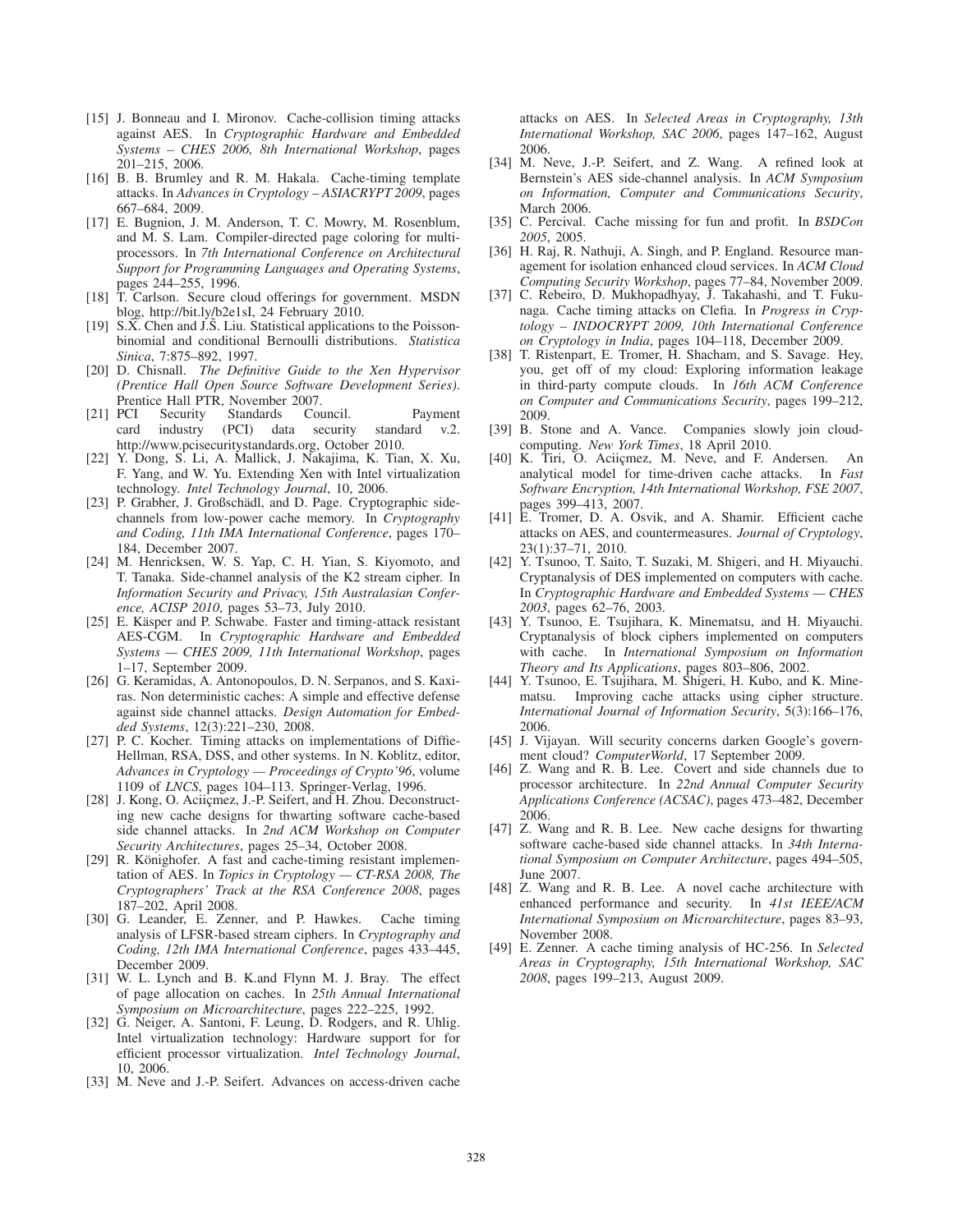[15] J. Bonneau and I. Mironov. Cache-collision timing attacks against AES. In *Cryptographic Hardware and Embedded Systems – CHES 2006, 8th International Workshop*, pages 201–215, 2006.

[16] B. B. Brumley and R. M. Hakala. Cache-timing template attacks. In *Advances in Cryptology – ASIACRYPT 2009*, pages 667–684, 2009.

[17] E. Bugnion, J. M. Anderson, T. C. Mowry, M. Rosenblum, and M. S. Lam. Compiler-directed page coloring for multiprocessors. In *7th International Conference on Architectural Support for Programming Languages and Operating Systems*, pages 244–255, 1996.

[18] T. Carlson. Secure cloud offerings for government. MSDN blog, http://bit.ly/b2e1sI, 24 February 2010.

[19] S.X. Chen and J.S. Liu. Statistical applications to the Poisson-binomial and conditional Bernoulli distributions. *Statistica Sinica*, 7:875–892, 1997.

[20] D. Chisnall. *The Definitive Guide to the Xen Hypervisor (Prentice Hall Open Source Software Development Series)*. Prentice Hall PTR, November 2007.

[21] PCI Security Standards Council. Payment card industry (PCI) data security standard v.2. http://www.pcisecuritystandards.org, October 2010.

[22] Y. Dong, S. Li, A. Mallick, J. Nakajima, K. Tian, X. Xu, F. Yang, and W. Yu. Extending Xen with Intel virtualization technology. *Intel Technology Journal*, 10, 2006.

[23] P. Grabher, J. Großschädl, and D. Page. Cryptographic side-channels from low-power cache memory. In *Cryptography and Coding, 11th IMA International Conference*, pages 170–184, December 2007.

[24] M. Henricksen, W. S. Yap, C. H. Yian, S. Kiyomoto, and T. Tanaka. Side-channel analysis of the K2 stream cipher. In *Information Security and Privacy, 15th Australasian Conference, ACISP 2010*, pages 53–73, July 2010.

[25] E. Käsper and P. Schwabe. Faster and timing-attack resistant AES-CGM. In *Cryptographic Hardware and Embedded Systems — CHES 2009, 11th International Workshop*, pages 1–17, September 2009.

[26] G. Keramidas, A. Antonopoulos, D. N. Serpanos, and S. Kaxiras. Non deterministic caches: A simple and effective defense against side channel attacks. *Design Automation for Embedded Systems*, 12(3):221–230, 2008.

[27] P. C. Kocher. Timing attacks on implementations of Diffie-Hellman, RSA, DSS, and other systems. In N. Koblitz, editor, *Advances in Cryptology — Proceedings of Crypto'96*, volume 1109 of *LNCS*, pages 104–113. Springer-Verlag, 1996.

[28] J. Kong, O. Aciiçmez, J.-P. Seifert, and H. Zhou. Deconstructing new cache designs for thwarting software cache-based side channel attacks. In *2nd ACM Workshop on Computer Security Architectures*, pages 25–34, October 2008.

[29] R. Könighofer. A fast and cache-timing resistant implementation of AES. In *Topics in Cryptology — CT-RSA 2008, The Cryptographers' Track at the RSA Conference 2008*, pages 187–202, April 2008.

[30] G. Leander, E. Zenner, and P. Hawkes. Cache timing analysis of LFSR-based stream ciphers. In *Cryptography and Coding, 12th IMA International Conference*, pages 433–445, December 2009.

[31] W. L. Lynch and B. K.and Flynn M. J. Bray. The effect of page allocation on caches. In *25th Annual International Symposium on Microarchitecture*, pages 222–225, 1992.

[32] G. Neiger, A. Santoni, F. Leung, D. Rodgers, and R. Uhlig. Intel virtualization technology: Hardware support for for efficient processor virtualization. *Intel Technology Journal*, 10, 2006.

[33] M. Neve and J.-P. Seifert. Advances on access-driven cache attacks on AES. In *Selected Areas in Cryptography, 13th International Workshop, SAC 2006*, pages 147–162, August 2006.

[34] M. Neve, J.-P. Seifert, and Z. Wang. A refined look at Bernstein's AES side-channel analysis. In *ACM Symposium on Information, Computer and Communications Security*, March 2006.

[35] C. Percival. Cache missing for fun and profit. In *BSDCon 2005*, 2005.

[36] H. Raj, R. Nathuji, A. Singh, and P. England. Resource management for isolation enhanced cloud services. In *ACM Cloud Computing Security Workshop*, pages 77–84, November 2009.

[37] C. Rebeiro, D. Mukhopadhyay, J. Takahashi, and T. Fukunaga. Cache timing attacks on Clefia. In *Progress in Cryptology – INDOCRYPT 2009, 10th International Conference on Cryptology in India*, pages 104–118, December 2009.

[38] T. Ristenpart, E. Tromer, H. Shacham, and S. Savage. Hey, you, get off of my cloud: Exploring information leakage in third-party compute clouds. In *16th ACM Conference on Computer and Communications Security*, pages 199–212, 2009.

[39] B. Stone and A. Vance. Companies slowly join cloud-computing. *New York Times*, 18 April 2010.

[40] K. Tiri, O. Aciiçmez, M. Neve, and F. Andersen. An analytical model for time-driven cache attacks. In *Fast Software Encryption, 14th International Workshop, FSE 2007*, pages 399–413, 2007.

[41] E. Tromer, D. A. Osvik, and A. Shamir. Efficient cache attacks on AES, and countermeasures. *Journal of Cryptology*, 23(1):37–71, 2010.

[42] Y. Tsunoo, T. Saito, T. Suzaki, M. Shigeri, and H. Miyauchi. Cryptanalysis of DES implemented on computers with cache. In *Cryptographic Hardware and Embedded Systems — CHES 2003*, pages 62–76, 2003.

[43] Y. Tsunoo, E. Tsujihara, K. Minematsu, and H. Miyauchi. Cryptanalysis of block ciphers implemented on computers with cache. In *International Symposium on Information Theory and Its Applications*, pages 803–806, 2002.

[44] Y. Tsunoo, E. Tsujihara, M. Shigeri, H. Kubo, and K. Minematsu. Improving cache attacks using cipher structure. *International Journal of Information Security*, 5(3):166–176, 2006.

[45] J. Vijayan. Will security concerns darken Google's government cloud? *ComputerWorld*, 17 September 2009.

[46] Z. Wang and R. B. Lee. Covert and side channels due to processor architecture. In *22nd Annual Computer Security Applications Conference (ACSAC)*, pages 473–482, December 2006.

[47] Z. Wang and R. B. Lee. New cache designs for thwarting software cache-based side channel attacks. In *34th International Symposium on Computer Architecture*, pages 494–505, June 2007.

[48] Z. Wang and R. B. Lee. A novel cache architecture with enhanced performance and security. In *41st IEEE/ACM International Symposium on Microarchitecture*, pages 83–93, November 2008.

[49] E. Zenner. A cache timing analysis of HC-256. In *Selected Areas in Cryptography, 15th International Workshop, SAC 2008*, pages 199–213, August 2009.